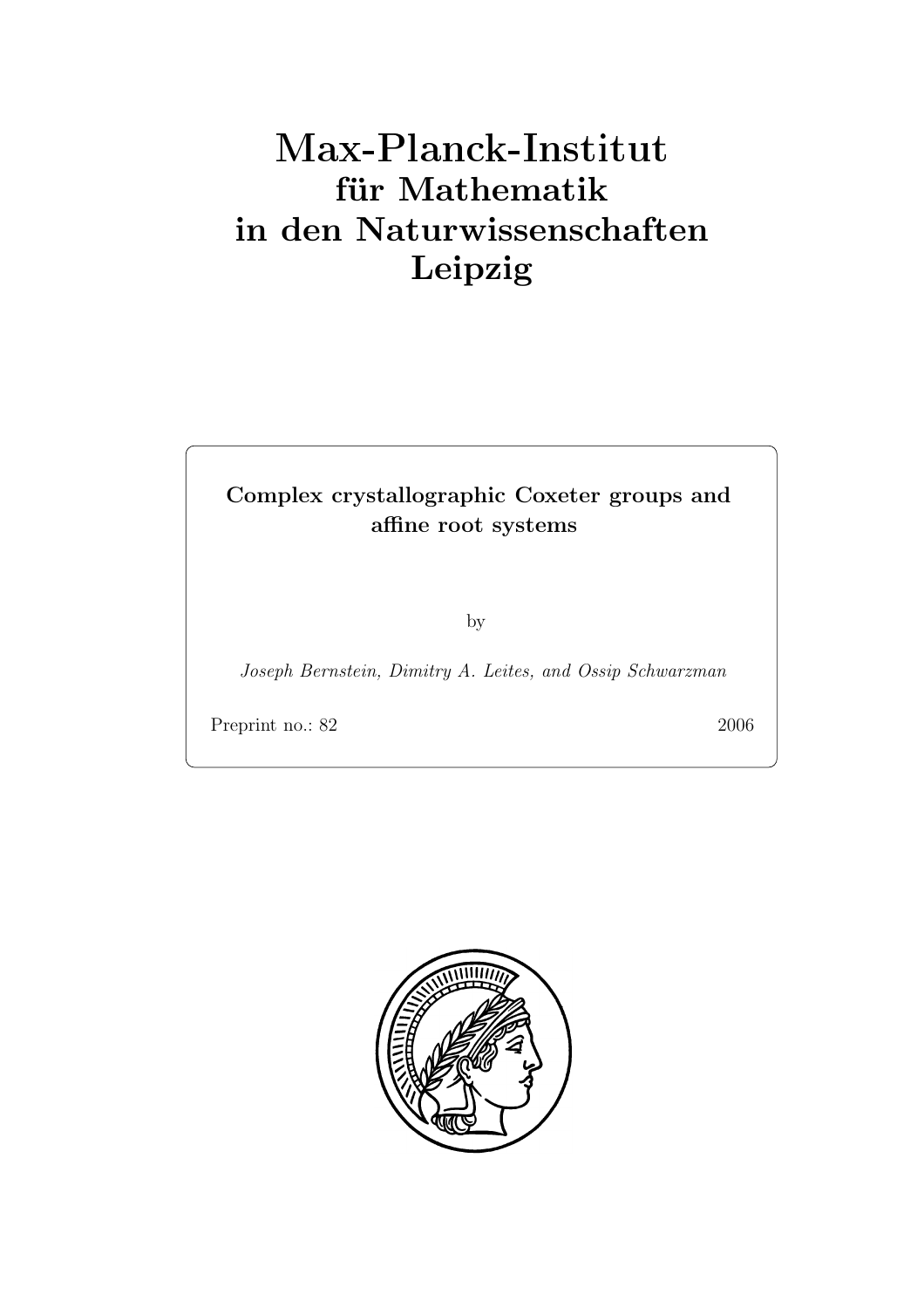# Max-Planck-Institut
## für Mathematik
## in den Naturwissenschaften
## Leipzig

**Complex crystallographic Coxeter groups and affine root systems**

by

*Joseph Bernstein, Dimitry A. Leites, and Ossip Schwarzman*

Preprint no.: 82 2006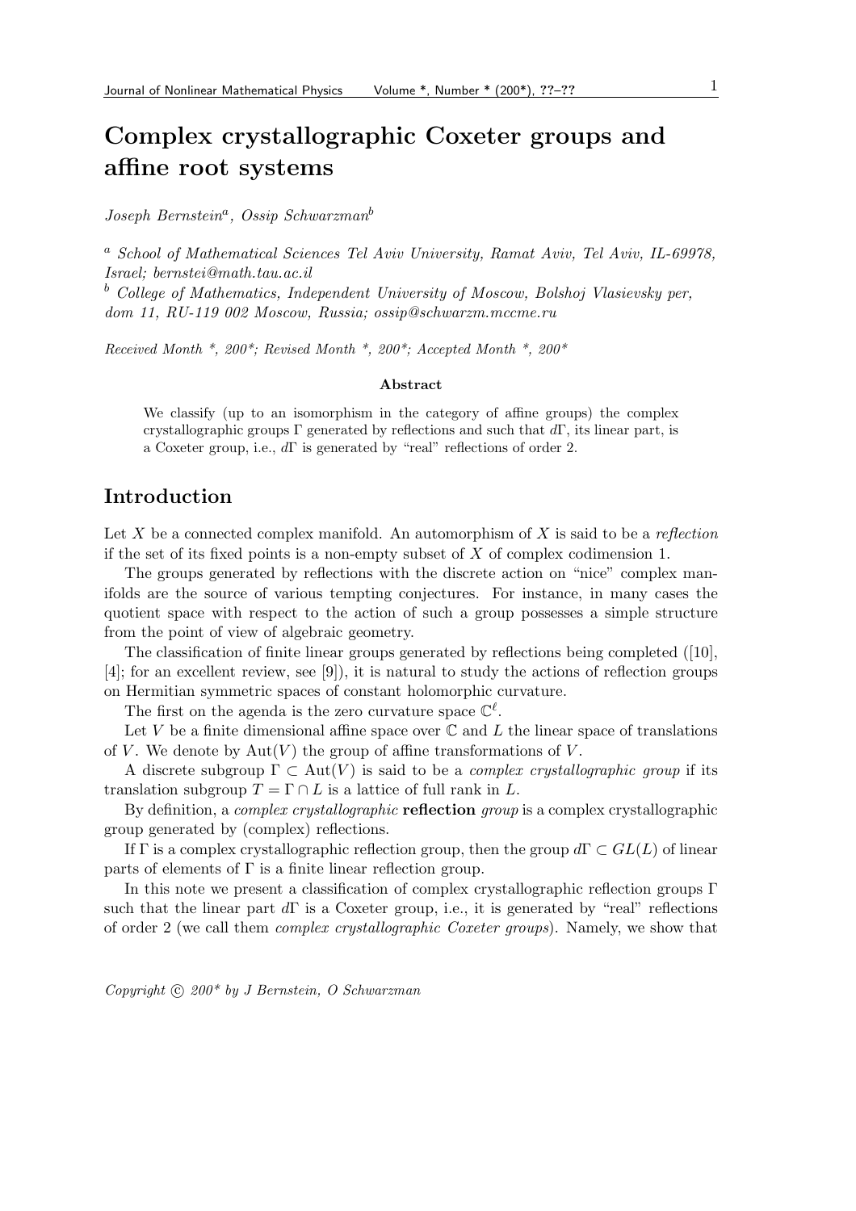# Complex crystallographic Coxeter groups and affine root systems

*Joseph Bernstein*[a], *Ossip Schwarzman*[b]

[a] *School of Mathematical Sciences Tel Aviv University, Ramat Aviv, Tel Aviv, IL-69978, Israel; bernstei@math.tau.ac.il*

[b] *College of Mathematics, Independent University of Moscow, Bolshoj Vlasievsky per, dom 11, RU-119 002 Moscow, Russia; ossip@schwarzm.mccme.ru*

*Received Month \*, 200\*; Revised Month \*, 200\*; Accepted Month \*, 200\**

**Abstract**

We classify (up to an isomorphism in the category of affine groups) the complex crystallographic groups $\Gamma$ generated by reflections and such that $d\Gamma$, its linear part, is a Coxeter group, i.e., $d\Gamma$ is generated by "real" reflections of order 2.

## Introduction

Let $X$ be a connected complex manifold. An automorphism of $X$ is said to be a *reflection* if the set of its fixed points is a non-empty subset of $X$ of complex codimension 1.

The groups generated by reflections with the discrete action on "nice" complex manifolds are the source of various tempting conjectures. For instance, in many cases the quotient space with respect to the action of such a group possesses a simple structure from the point of view of algebraic geometry.

The classification of finite linear groups generated by reflections being completed ([10], [4]; for an excellent review, see [9]), it is natural to study the actions of reflection groups on Hermitian symmetric spaces of constant holomorphic curvature.

The first on the agenda is the zero curvature space $\mathbb{C}^\ell$.

Let $V$ be a finite dimensional affine space over $\mathbb{C}$ and $L$ the linear space of translations of $V$. We denote by $\mathrm{Aut}(V)$ the group of affine transformations of $V$.

A discrete subgroup $\Gamma \subset \mathrm{Aut}(V)$ is said to be a *complex crystallographic group* if its translation subgroup $T = \Gamma \cap L$ is a lattice of full rank in $L$.

By definition, a *complex crystallographic* **reflection** *group* is a complex crystallographic group generated by (complex) reflections.

If $\Gamma$ is a complex crystallographic reflection group, then the group $d\Gamma \subset GL(L)$ of linear parts of elements of $\Gamma$ is a finite linear reflection group.

In this note we present a classification of complex crystallographic reflection groups $\Gamma$ such that the linear part $d\Gamma$ is a Coxeter group, i.e., it is generated by "real" reflections of order 2 (we call them *complex crystallographic Coxeter groups*). Namely, we show that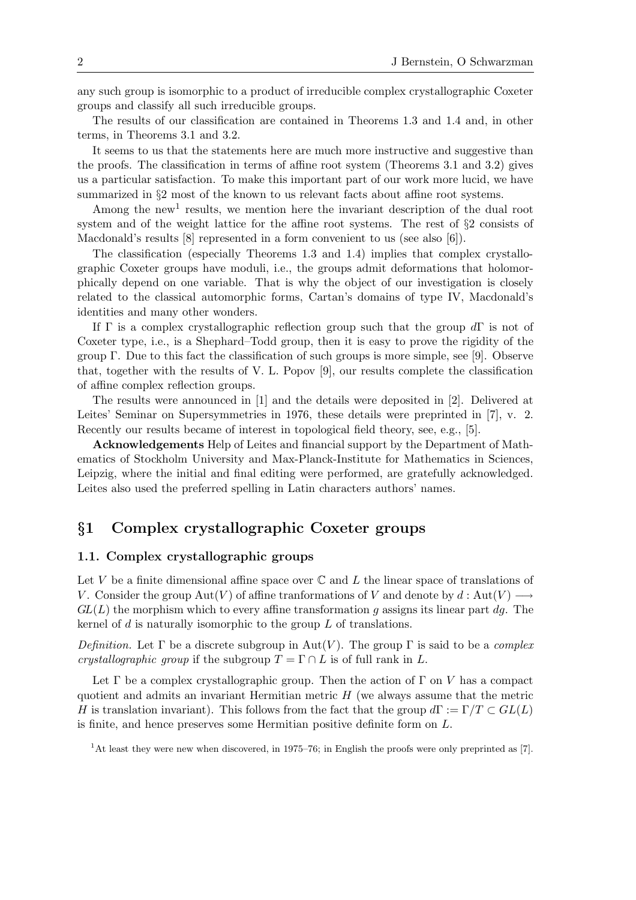any such group is isomorphic to a product of irreducible complex crystallographic Coxeter groups and classify all such irreducible groups.

The results of our classification are contained in Theorems 1.3 and 1.4 and, in other terms, in Theorems 3.1 and 3.2.

It seems to us that the statements here are much more instructive and suggestive than the proofs. The classification in terms of affine root system (Theorems 3.1 and 3.2) gives us a particular satisfaction. To make this important part of our work more lucid, we have summarized in §2 most of the known to us relevant facts about affine root systems.

Among the new[1] results, we mention here the invariant description of the dual root system and of the weight lattice for the affine root systems. The rest of §2 consists of Macdonald's results [8] represented in a form convenient to us (see also [6]).

The classification (especially Theorems 1.3 and 1.4) implies that complex crystallographic Coxeter groups have moduli, i.e., the groups admit deformations that holomorphically depend on one variable. That is why the object of our investigation is closely related to the classical automorphic forms, Cartan's domains of type IV, Macdonald's identities and many other wonders.

If $\Gamma$ is a complex crystallographic reflection group such that the group $d\Gamma$ is not of Coxeter type, i.e., is a Shephard–Todd group, then it is easy to prove the rigidity of the group $\Gamma$. Due to this fact the classification of such groups is more simple, see [9]. Observe that, together with the results of V. L. Popov [9], our results complete the classification of affine complex reflection groups.

The results were announced in [1] and the details were deposited in [2]. Delivered at Leites' Seminar on Supersymmetries in 1976, these details were preprinted in [7], v. 2. Recently our results became of interest in topological field theory, see, e.g., [5].

**Acknowledgements** Help of Leites and financial support by the Department of Mathematics of Stockholm University and Max-Planck-Institute for Mathematics in Sciences, Leipzig, where the initial and final editing were performed, are gratefully acknowledged. Leites also used the preferred spelling in Latin characters authors' names.

## §1 Complex crystallographic Coxeter groups

### 1.1. Complex crystallographic groups

Let $V$ be a finite dimensional affine space over $\mathbb{C}$ and $L$ the linear space of translations of $V$. Consider the group $\mathrm{Aut}(V)$ of affine tranformations of $V$ and denote by $d : \mathrm{Aut}(V) \longrightarrow GL(L)$ the morphism which to every affine transformation $g$ assigns its linear part $dg$. The kernel of $d$ is naturally isomorphic to the group $L$ of translations.

*Definition.* Let $\Gamma$ be a discrete subgroup in $\mathrm{Aut}(V)$. The group $\Gamma$ is said to be a *complex crystallographic group* if the subgroup $T = \Gamma \cap L$ is of full rank in $L$.

Let $\Gamma$ be a complex crystallographic group. Then the action of $\Gamma$ on $V$ has a compact quotient and admits an invariant Hermitian metric $H$ (we always assume that the metric $H$ is translation invariant). This follows from the fact that the group $d\Gamma := \Gamma/T \subset GL(L)$ is finite, and hence preserves some Hermitian positive definite form on $L$.

[1] At least they were new when discovered, in 1975–76; in English the proofs were only preprinted as [7].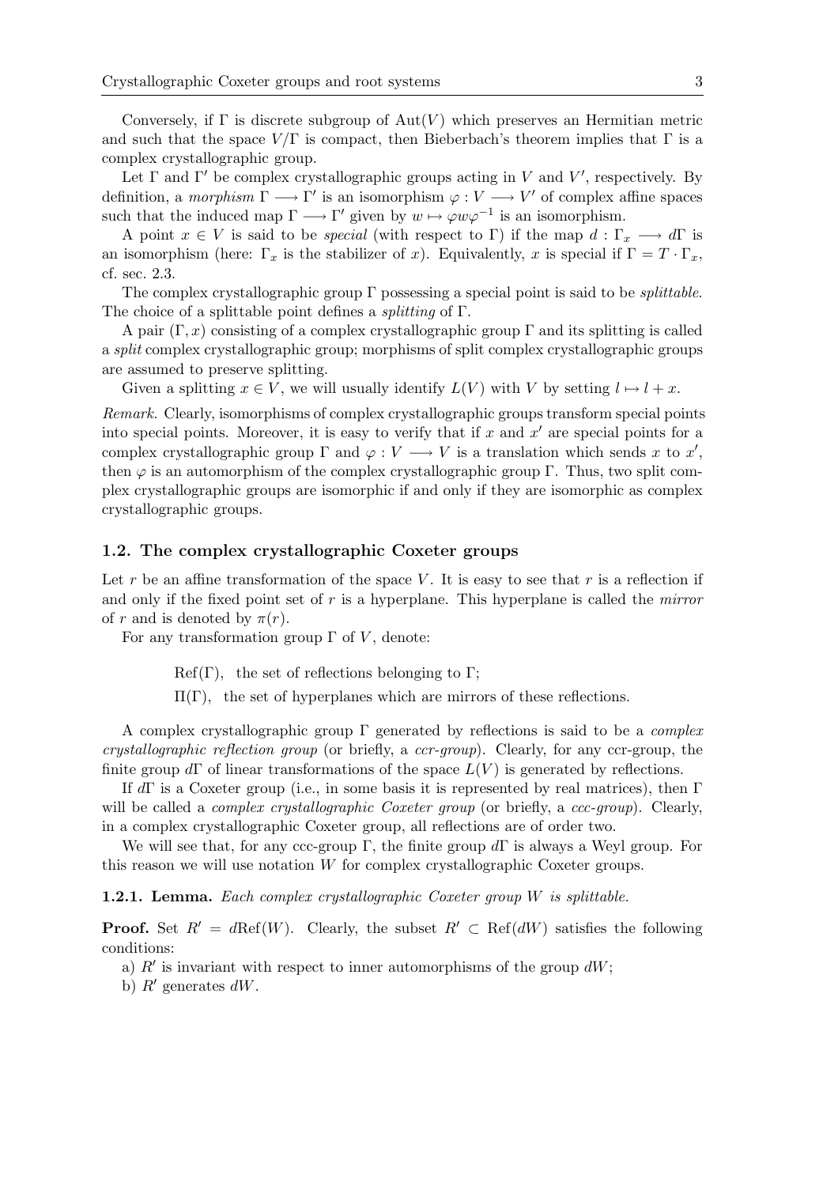Conversely, if $\Gamma$ is discrete subgroup of $\mathrm{Aut}(V)$ which preserves an Hermitian metric and such that the space $V/\Gamma$ is compact, then Bieberbach's theorem implies that $\Gamma$ is a complex crystallographic group.

Let $\Gamma$ and $\Gamma'$ be complex crystallographic groups acting in $V$ and $V'$, respectively. By definition, a *morphism* $\Gamma \longrightarrow \Gamma'$ is an isomorphism $\varphi : V \longrightarrow V'$ of complex affine spaces such that the induced map $\Gamma \longrightarrow \Gamma'$ given by $w \mapsto \varphi w \varphi^{-1}$ is an isomorphism.

A point $x \in V$ is said to be *special* (with respect to $\Gamma$) if the map $d : \Gamma_x \longrightarrow d\Gamma$ is an isomorphism (here: $\Gamma_x$ is the stabilizer of $x$). Equivalently, $x$ is special if $\Gamma = T \cdot \Gamma_x$, cf. sec. 2.3.

The complex crystallographic group $\Gamma$ possessing a special point is said to be *splittable*. The choice of a splittable point defines a *splitting* of $\Gamma$.

A pair $(\Gamma, x)$ consisting of a complex crystallographic group $\Gamma$ and its splitting is called a *split* complex crystallographic group; morphisms of split complex crystallographic groups are assumed to preserve splitting.

Given a splitting $x \in V$, we will usually identify $L(V)$ with $V$ by setting $l \mapsto l + x$.

*Remark.* Clearly, isomorphisms of complex crystallographic groups transform special points into special points. Moreover, it is easy to verify that if $x$ and $x'$ are special points for a complex crystallographic group $\Gamma$ and $\varphi : V \longrightarrow V$ is a translation which sends $x$ to $x'$, then $\varphi$ is an automorphism of the complex crystallographic group $\Gamma$. Thus, two split complex crystallographic groups are isomorphic if and only if they are isomorphic as complex crystallographic groups.

### 1.2. The complex crystallographic Coxeter groups

Let $r$ be an affine transformation of the space $V$. It is easy to see that $r$ is a reflection if and only if the fixed point set of $r$ is a hyperplane. This hyperplane is called the *mirror* of $r$ and is denoted by $\pi(r)$.

For any transformation group $\Gamma$ of $V$, denote:

$\mathrm{Ref}(\Gamma)$, the set of reflections belonging to $\Gamma$;

$\Pi(\Gamma)$, the set of hyperplanes which are mirrors of these reflections.

A complex crystallographic group $\Gamma$ generated by reflections is said to be a *complex crystallographic reflection group* (or briefly, a *ccr-group*). Clearly, for any ccr-group, the finite group $d\Gamma$ of linear transformations of the space $L(V)$ is generated by reflections.

If $d\Gamma$ is a Coxeter group (i.e., in some basis it is represented by real matrices), then $\Gamma$ will be called a *complex crystallographic Coxeter group* (or briefly, a *ccc-group*). Clearly, in a complex crystallographic Coxeter group, all reflections are of order two.

We will see that, for any ccc-group $\Gamma$, the finite group $d\Gamma$ is always a Weyl group. For this reason we will use notation $W$ for complex crystallographic Coxeter groups.

**1.2.1. Lemma.** *Each complex crystallographic Coxeter group $W$ is splittable.*

**Proof.** Set $R' = d\mathrm{Ref}(W)$. Clearly, the subset $R' \subset \mathrm{Ref}(dW)$ satisfies the following conditions:

a) $R'$ is invariant with respect to inner automorphisms of the group $dW$;

b) $R'$ generates $dW$.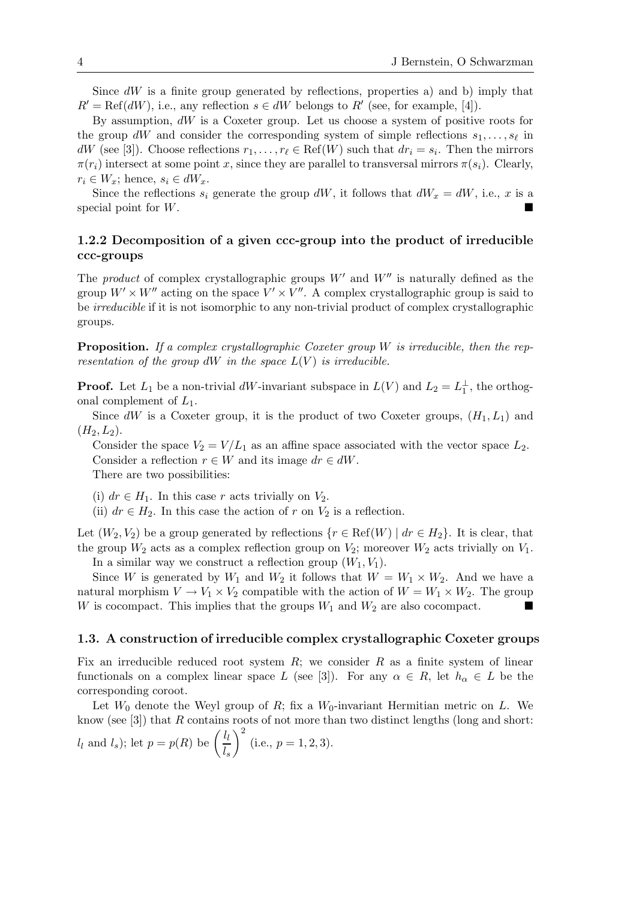Since $dW$ is a finite group generated by reflections, properties a) and b) imply that $R' = \mathrm{Ref}(dW)$, i.e., any reflection $s \in dW$ belongs to $R'$ (see, for example, [4]).

By assumption, $dW$ is a Coxeter group. Let us choose a system of positive roots for the group $dW$ and consider the corresponding system of simple reflections $s_1, \dots, s_\ell$ in $dW$ (see [3]). Choose reflections $r_1, \dots, r_\ell \in \mathrm{Ref}(W)$ such that $dr_i = s_i$. Then the mirrors $\pi(r_i)$ intersect at some point $x$, since they are parallel to transversal mirrors $\pi(s_i)$. Clearly, $r_i \in W_x$; hence, $s_i \in dW_x$.

Since the reflections $s_i$ generate the group $dW$, it follows that $dW_x = dW$, i.e., $x$ is a special point for $W$. ■

### 1.2.2 Decomposition of a given ccc-group into the product of irreducible ccc-groups

The *product* of complex crystallographic groups $W'$ and $W''$ is naturally defined as the group $W' \times W''$ acting on the space $V' \times V''$. A complex crystallographic group is said to be *irreducible* if it is not isomorphic to any non-trivial product of complex crystallographic groups.

**Proposition.** *If a complex crystallographic Coxeter group $W$ is irreducible, then the representation of the group $dW$ in the space $L(V)$ is irreducible.*

**Proof.** Let $L_1$ be a non-trivial $dW$-invariant subspace in $L(V)$ and $L_2 = L_1^\perp$, the orthogonal complement of $L_1$.

Since $dW$ is a Coxeter group, it is the product of two Coxeter groups, $(H_1, L_1)$ and $(H_2, L_2)$.

Consider the space $V_2 = V/L_1$ as an affine space associated with the vector space $L_2$.

Consider a reflection $r \in W$ and its image $dr \in dW$.

There are two possibilities:

(i) $dr \in H_1$. In this case $r$ acts trivially on $V_2$.

(ii) $dr \in H_2$. In this case the action of $r$ on $V_2$ is a reflection.

Let $(W_2, V_2)$ be a group generated by reflections $\{r \in \mathrm{Ref}(W) \mid dr \in H_2\}$. It is clear, that the group $W_2$ acts as a complex reflection group on $V_2$; moreover $W_2$ acts trivially on $V_1$.

In a similar way we construct a reflection group $(W_1, V_1)$.

Since $W$ is generated by $W_1$ and $W_2$ it follows that $W = W_1 \times W_2$. And we have a natural morphism $V \to V_1 \times V_2$ compatible with the action of $W = W_1 \times W_2$. The group $W$ is cocompact. This implies that the groups $W_1$ and $W_2$ are also cocompact. ■

### 1.3. A construction of irreducible complex crystallographic Coxeter groups

Fix an irreducible reduced root system $R$; we consider $R$ as a finite system of linear functionals on a complex linear space $L$ (see [3]). For any $\alpha \in R$, let $h_\alpha \in L$ be the corresponding coroot.

Let $W_0$ denote the Weyl group of $R$; fix a $W_0$-invariant Hermitian metric on $L$. We know (see [3]) that $R$ contains roots of not more than two distinct lengths (long and short: $l_l$ and $l_s$); let $p = p(R)$ be $\left(\dfrac{l_l}{l_s}\right)^2$ (i.e., $p = 1, 2, 3$).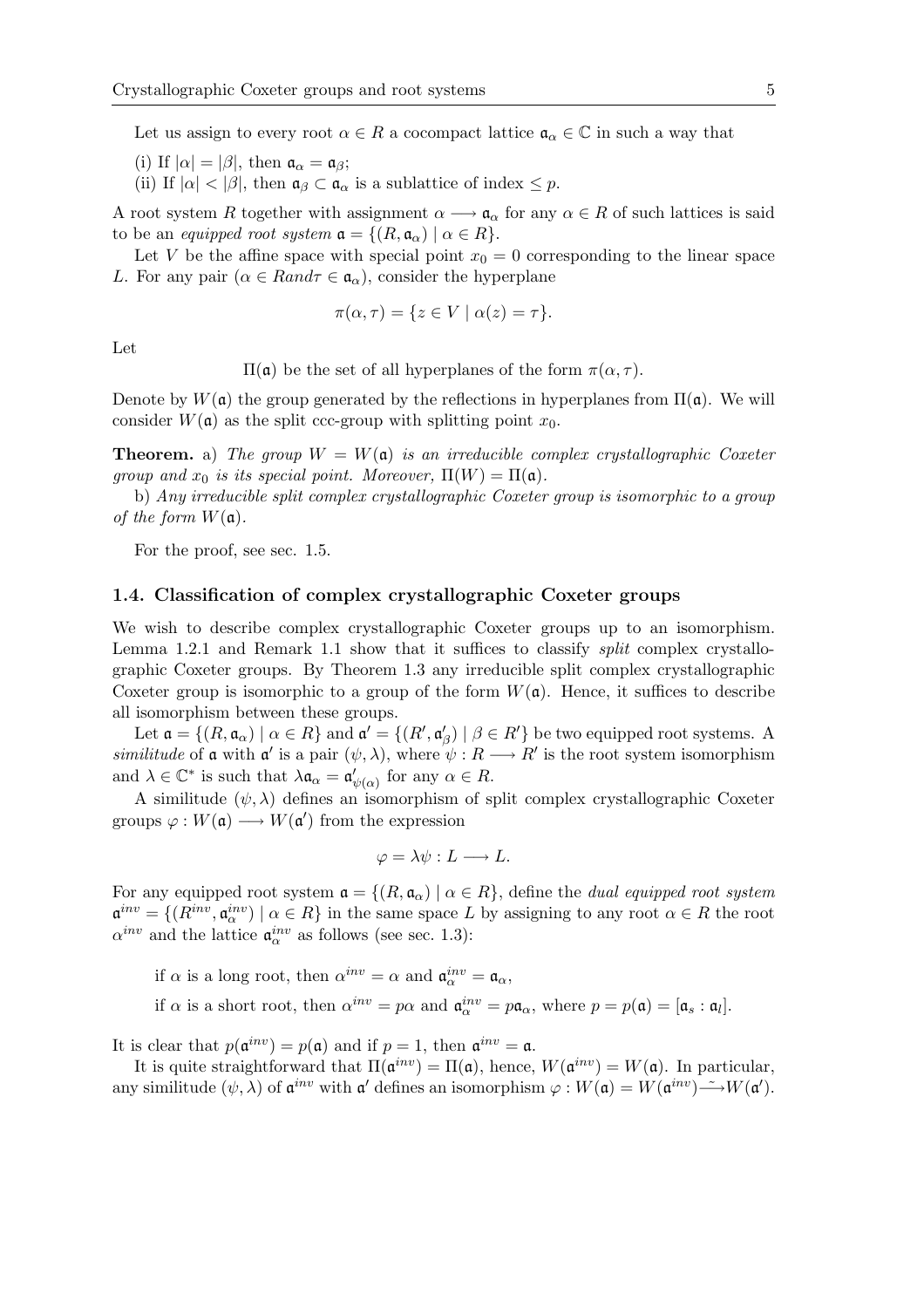Let us assign to every root $\alpha \in R$ a cocompact lattice $\mathfrak{a}_\alpha \in \mathbb{C}$ in such a way that

(i) If $|\alpha| = |\beta|$, then $\mathfrak{a}_\alpha = \mathfrak{a}_\beta$;

(ii) If $|\alpha| < |\beta|$, then $\mathfrak{a}_\beta \subset \mathfrak{a}_\alpha$ is a sublattice of index $\leq p$.

A root system $R$ together with assignment $\alpha \longrightarrow \mathfrak{a}_\alpha$ for any $\alpha \in R$ of such lattices is said to be an *equipped root system* $\mathfrak{a} = \{(R, \mathfrak{a}_\alpha) \mid \alpha \in R\}$.

Let $V$ be the affine space with special point $x_0 = 0$ corresponding to the linear space $L$. For any pair $(\alpha \in R and \tau \in \mathfrak{a}_\alpha)$, consider the hyperplane

$$\pi(\alpha, \tau) = \{z \in V \mid \alpha(z) = \tau\}.$$

Let

$\Pi(\mathfrak{a})$ be the set of all hyperplanes of the form $\pi(\alpha, \tau)$.

Denote by $W(\mathfrak{a})$ the group generated by the reflections in hyperplanes from $\Pi(\mathfrak{a})$. We will consider $W(\mathfrak{a})$ as the split ccc-group with splitting point $x_0$.

**Theorem.** a) *The group $W = W(\mathfrak{a})$ is an irreducible complex crystallographic Coxeter group and $x_0$ is its special point. Moreover, $\Pi(W) = \Pi(\mathfrak{a})$.*

b) *Any irreducible split complex crystallographic Coxeter group is isomorphic to a group of the form $W(\mathfrak{a})$.*

For the proof, see sec. 1.5.

### 1.4. Classification of complex crystallographic Coxeter groups

We wish to describe complex crystallographic Coxeter groups up to an isomorphism. Lemma 1.2.1 and Remark 1.1 show that it suffices to classify *split* complex crystallographic Coxeter groups. By Theorem 1.3 any irreducible split complex crystallographic Coxeter group is isomorphic to a group of the form $W(\mathfrak{a})$. Hence, it suffices to describe all isomorphism between these groups.

Let $\mathfrak{a} = \{(R, \mathfrak{a}_\alpha) \mid \alpha \in R\}$ and $\mathfrak{a}' = \{(R', \mathfrak{a}'_\beta) \mid \beta \in R'\}$ be two equipped root systems. A *similitude* of $\mathfrak{a}$ with $\mathfrak{a}'$ is a pair $(\psi, \lambda)$, where $\psi : R \longrightarrow R'$ is the root system isomorphism and $\lambda \in \mathbb{C}^*$ is such that $\lambda \mathfrak{a}_\alpha = \mathfrak{a}'_{\psi(\alpha)}$ for any $\alpha \in R$.

A similitude $(\psi, \lambda)$ defines an isomorphism of split complex crystallographic Coxeter groups $\varphi : W(\mathfrak{a}) \longrightarrow W(\mathfrak{a}')$ from the expression

$$\varphi = \lambda\psi : L \longrightarrow L.$$

For any equipped root system $\mathfrak{a} = \{(R, \mathfrak{a}_\alpha) \mid \alpha \in R\}$, define the *dual equipped root system* $\mathfrak{a}^{inv} = \{(R^{inv}, \mathfrak{a}^{inv}_\alpha) \mid \alpha \in R\}$ in the same space $L$ by assigning to any root $\alpha \in R$ the root $\alpha^{inv}$ and the lattice $\mathfrak{a}^{inv}_\alpha$ as follows (see sec. 1.3):

if $\alpha$ is a long root, then $\alpha^{inv} = \alpha$ and $\mathfrak{a}^{inv}_\alpha = \mathfrak{a}_\alpha$,

if $\alpha$ is a short root, then $\alpha^{inv} = p\alpha$ and $\mathfrak{a}^{inv}_\alpha = p\mathfrak{a}_\alpha$, where $p = p(\mathfrak{a}) = [\mathfrak{a}_s : \mathfrak{a}_l]$.

It is clear that $p(\mathfrak{a}^{inv}) = p(\mathfrak{a})$ and if $p = 1$, then $\mathfrak{a}^{inv} = \mathfrak{a}$.

It is quite straightforward that $\Pi(\mathfrak{a}^{inv}) = \Pi(\mathfrak{a})$, hence, $W(\mathfrak{a}^{inv}) = W(\mathfrak{a})$. In particular, any similitude $(\psi, \lambda)$ of $\mathfrak{a}^{inv}$ with $\mathfrak{a}'$ defines an isomorphism $\varphi : W(\mathfrak{a}) = W(\mathfrak{a}^{inv}) \xrightarrow{\sim} W(\mathfrak{a}')$.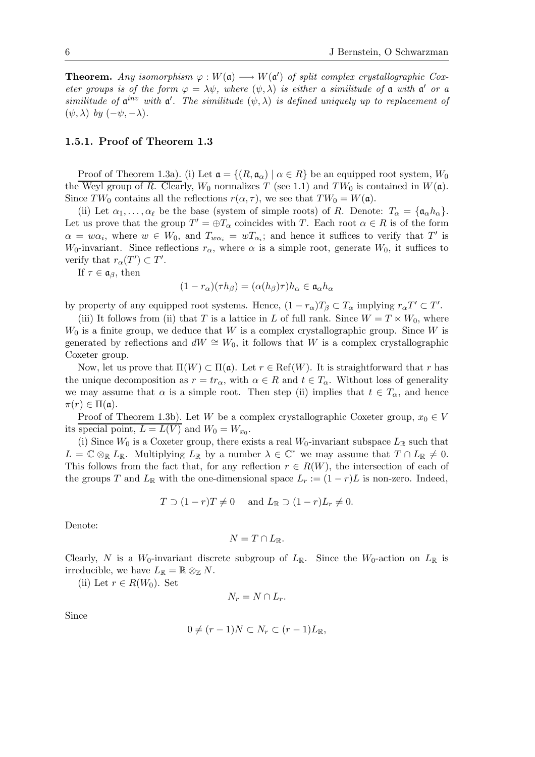**Theorem.** *Any isomorphism $\varphi : W(\mathfrak{a}) \longrightarrow W(\mathfrak{a}')$ of split complex crystallographic Coxeter groups is of the form $\varphi = \lambda\psi$, where $(\psi, \lambda)$ is either a similitude of $\mathfrak{a}$ with $\mathfrak{a}'$ or a similitude of $\mathfrak{a}^{inv}$ with $\mathfrak{a}'$. The similitude $(\psi, \lambda)$ is defined uniquely up to replacement of $(\psi, \lambda)$ by $(-\psi, -\lambda)$.*

### 1.5.1. Proof of Theorem 1.3

Proof of Theorem 1.3a). (i) Let $\mathfrak{a} = \{(R, \mathfrak{a}_\alpha) \mid \alpha \in R\}$ be an equipped root system, $W_0$ the Weyl group of $R$. Clearly, $W_0$ normalizes $T$ (see 1.1) and $TW_0$ is contained in $W(\mathfrak{a})$. Since $TW_0$ contains all the reflections $r(\alpha, \tau)$, we see that $TW_0 = W(\mathfrak{a})$.

(ii) Let $\alpha_1, \ldots, \alpha_\ell$ be the base (system of simple roots) of $R$. Denote: $T_\alpha = \{\mathfrak{a}_\alpha h_\alpha\}$. Let us prove that the group $T' = \oplus T_\alpha$ coincides with $T$. Each root $\alpha \in R$ is of the form $\alpha = w\alpha_i$, where $w \in W_0$, and $T_{w\alpha_i} = wT_{\alpha_i}$; and hence it suffices to verify that $T'$ is $W_0$-invariant. Since reflections $r_\alpha$, where $\alpha$ is a simple root, generate $W_0$, it suffices to verify that $r_\alpha(T') \subset T'$.

If $\tau \in \mathfrak{a}_\beta$, then

$$(1 - r_\alpha)(\tau h_\beta) = (\alpha(h_\beta)\tau)h_\alpha \in \mathfrak{a}_\alpha h_\alpha$$

by property of any equipped root systems. Hence, $(1 - r_\alpha)T_\beta \subset T_\alpha$ implying $r_\alpha T' \subset T'$.

(iii) It follows from (ii) that $T$ is a lattice in $L$ of full rank. Since $W = T \ltimes W_0$, where $W_0$ is a finite group, we deduce that $W$ is a complex crystallographic group. Since $W$ is generated by reflections and $dW \cong W_0$, it follows that $W$ is a complex crystallographic Coxeter group.

Now, let us prove that $\Pi(W) \subset \Pi(\mathfrak{a})$. Let $r \in \mathrm{Ref}(W)$. It is straightforward that $r$ has the unique decomposition as $r = tr_\alpha$, with $\alpha \in R$ and $t \in T_\alpha$. Without loss of generality we may assume that $\alpha$ is a simple root. Then step (ii) implies that $t \in T_\alpha$, and hence $\pi(r) \in \Pi(\mathfrak{a})$.

Proof of Theorem 1.3b). Let $W$ be a complex crystallographic Coxeter group, $x_0 \in V$ its special point, $L = L(V)$ and $W_0 = W_{x_0}$.

(i) Since $W_0$ is a Coxeter group, there exists a real $W_0$-invariant subspace $L_\mathbb{R}$ such that $L = \mathbb{C} \otimes_\mathbb{R} L_\mathbb{R}$. Multiplying $L_\mathbb{R}$ by a number $\lambda \in \mathbb{C}^*$ we may assume that $T \cap L_\mathbb{R} \neq 0$. This follows from the fact that, for any reflection $r \in R(W)$, the intersection of each of the groups $T$ and $L_\mathbb{R}$ with the one-dimensional space $L_r := (1 - r)L$ is non-zero. Indeed,

$$T \supset (1 - r)T \neq 0 \quad \text{ and } L_\mathbb{R} \supset (1 - r)L_r \neq 0.$$

Denote:

$$N = T \cap L_\mathbb{R}.$$

Clearly, $N$ is a $W_0$-invariant discrete subgroup of $L_\mathbb{R}$. Since the $W_0$-action on $L_\mathbb{R}$ is irreducible, we have $L_\mathbb{R} = \mathbb{R} \otimes_\mathbb{Z} N$.

(ii) Let $r \in R(W_0)$. Set

$$N_r = N \cap L_r.$$

Since

$$0 \neq (r - 1)N \subset N_r \subset (r - 1)L_\mathbb{R},$$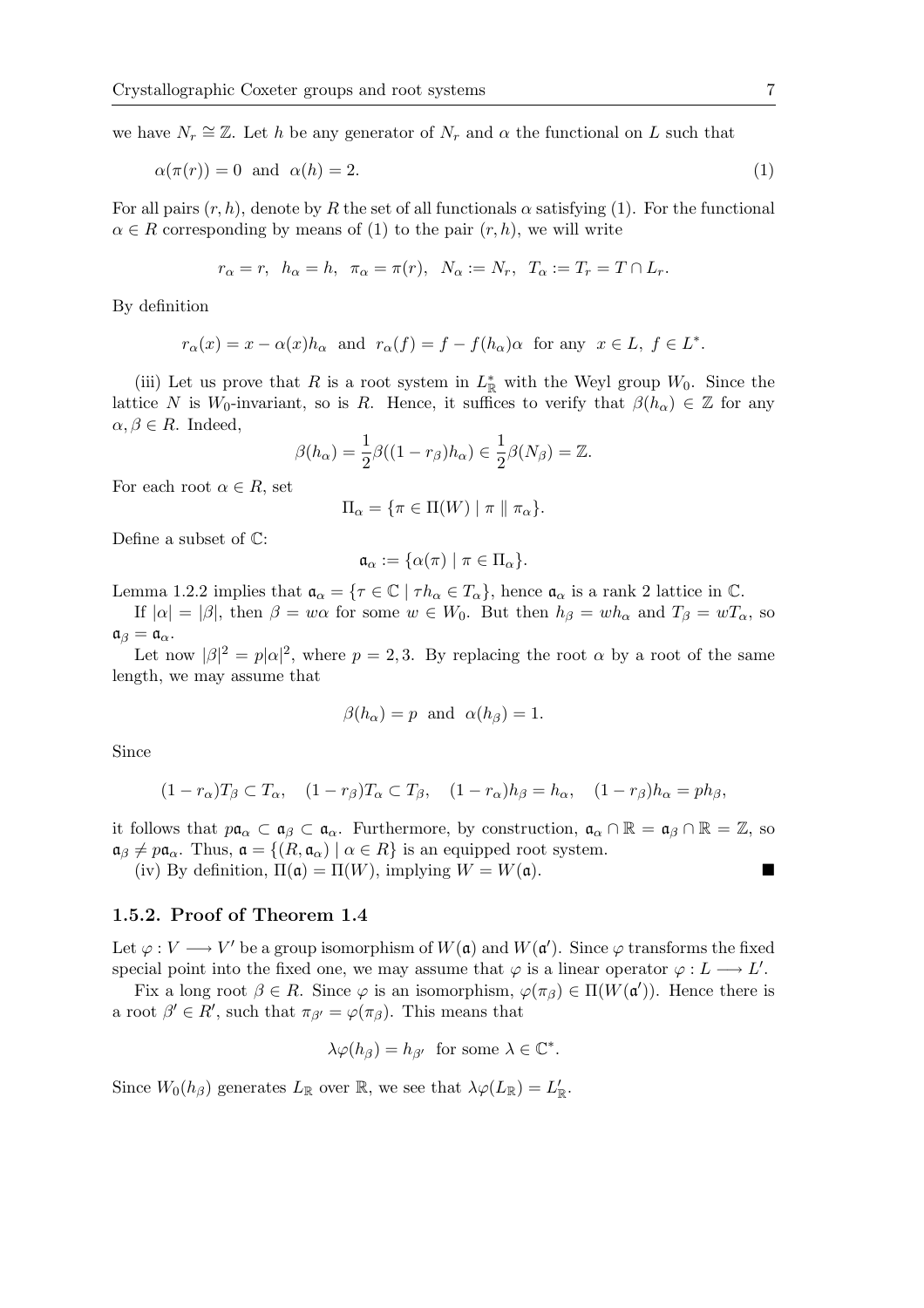we have $N_r \cong \mathbb{Z}$. Let $h$ be any generator of $N_r$ and $\alpha$ the functional on $L$ such that

$$\alpha(\pi(r)) = 0 \text{ and } \alpha(h) = 2. \tag{1}$$

For all pairs $(r, h)$, denote by $R$ the set of all functionals $\alpha$ satisfying (1). For the functional $\alpha \in R$ corresponding by means of (1) to the pair $(r, h)$, we will write

$$r_\alpha = r,\ \ h_\alpha = h,\ \ \pi_\alpha = \pi(r),\ \ N_\alpha := N_r,\ \ T_\alpha := T_r = T \cap L_r.$$

By definition

$$r_\alpha(x) = x - \alpha(x)h_\alpha \text{ and } r_\alpha(f) = f - f(h_\alpha)\alpha \text{ for any } x \in L,\ f \in L^*.$$

(iii) Let us prove that $R$ is a root system in $L^*_{\mathbb{R}}$ with the Weyl group $W_0$. Since the lattice $N$ is $W_0$-invariant, so is $R$. Hence, it suffices to verify that $\beta(h_\alpha) \in \mathbb{Z}$ for any $\alpha, \beta \in R$. Indeed,

$$\beta(h_\alpha) = \frac{1}{2}\beta((1 - r_\beta)h_\alpha) \in \frac{1}{2}\beta(N_\beta) = \mathbb{Z}.$$

For each root $\alpha \in R$, set

$$\Pi_\alpha = \{\pi \in \Pi(W) \mid \pi \parallel \pi_\alpha\}.$$

Define a subset of $\mathbb{C}$:

$$\mathfrak{a}_\alpha := \{\alpha(\pi) \mid \pi \in \Pi_\alpha\}.$$

Lemma 1.2.2 implies that $\mathfrak{a}_\alpha = \{\tau \in \mathbb{C} \mid \tau h_\alpha \in T_\alpha\}$, hence $\mathfrak{a}_\alpha$ is a rank 2 lattice in $\mathbb{C}$.

If $|\alpha| = |\beta|$, then $\beta = w\alpha$ for some $w \in W_0$. But then $h_\beta = wh_\alpha$ and $T_\beta = wT_\alpha$, so $\mathfrak{a}_\beta = \mathfrak{a}_\alpha$.

Let now $|\beta|^2 = p|\alpha|^2$, where $p = 2, 3$. By replacing the root $\alpha$ by a root of the same length, we may assume that

$$\beta(h_\alpha) = p \text{ and } \alpha(h_\beta) = 1.$$

Since

$$(1 - r_\alpha)T_\beta \subset T_\alpha, \quad (1 - r_\beta)T_\alpha \subset T_\beta, \quad (1 - r_\alpha)h_\beta = h_\alpha, \quad (1 - r_\beta)h_\alpha = ph_\beta,$$

it follows that $p\mathfrak{a}_\alpha \subset \mathfrak{a}_\beta \subset \mathfrak{a}_\alpha$. Furthermore, by construction, $\mathfrak{a}_\alpha \cap \mathbb{R} = \mathfrak{a}_\beta \cap \mathbb{R} = \mathbb{Z}$, so $\mathfrak{a}_\beta \neq p\mathfrak{a}_\alpha$. Thus, $\mathfrak{a} = \{(R, \mathfrak{a}_\alpha) \mid \alpha \in R\}$ is an equipped root system.

(iv) By definition, $\Pi(\mathfrak{a}) = \Pi(W)$, implying $W = W(\mathfrak{a})$. ■

### 1.5.2. Proof of Theorem 1.4

Let $\varphi : V \longrightarrow V'$ be a group isomorphism of $W(\mathfrak{a})$ and $W(\mathfrak{a}')$. Since $\varphi$ transforms the fixed special point into the fixed one, we may assume that $\varphi$ is a linear operator $\varphi : L \longrightarrow L'$.

Fix a long root $\beta \in R$. Since $\varphi$ is an isomorphism, $\varphi(\pi_\beta) \in \Pi(W(\mathfrak{a}'))$. Hence there is a root $\beta' \in R'$, such that $\pi_{\beta'} = \varphi(\pi_\beta)$. This means that

$$\lambda\varphi(h_\beta) = h_{\beta'} \text{ for some } \lambda \in \mathbb{C}^*.$$

Since $W_0(h_\beta)$ generates $L_{\mathbb{R}}$ over $\mathbb{R}$, we see that $\lambda\varphi(L_{\mathbb{R}}) = L'_{\mathbb{R}}$.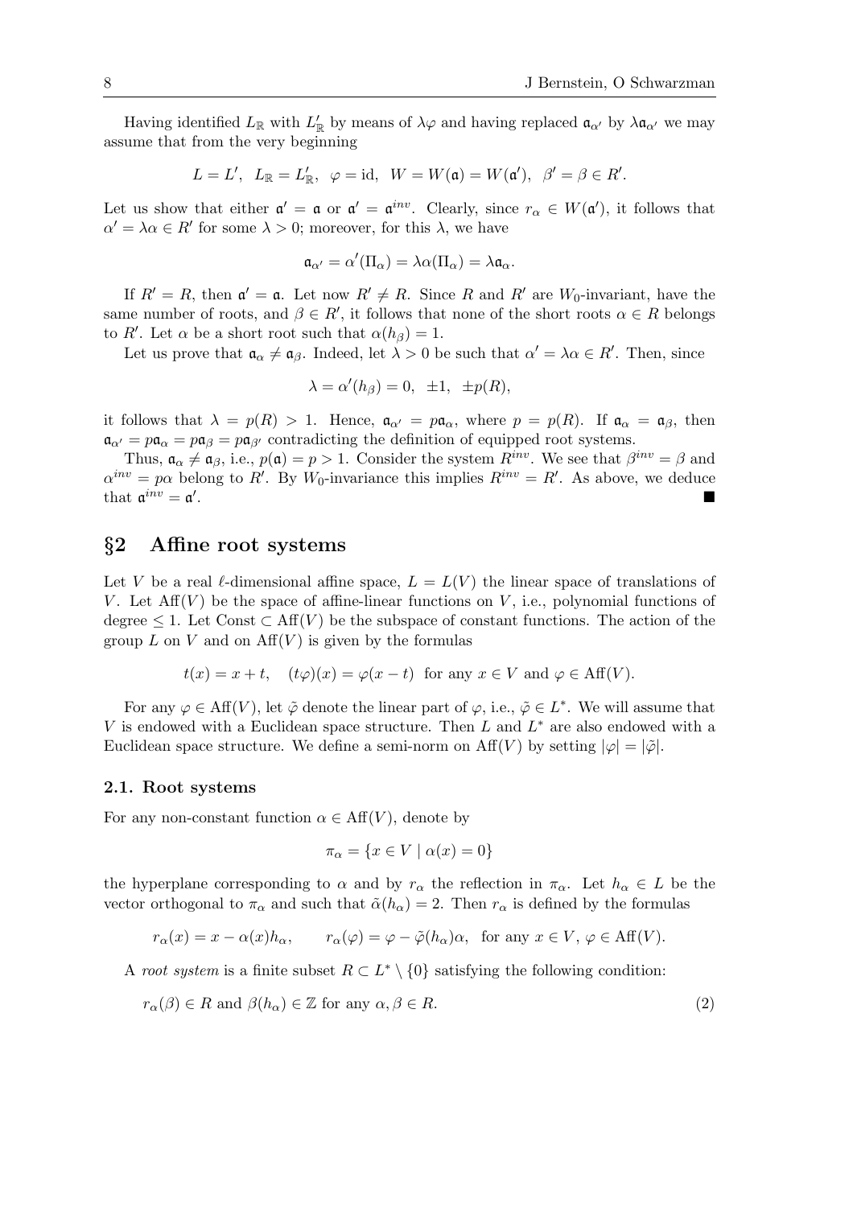Having identified $L_{\mathbb{R}}$ with $L'_{\mathbb{R}}$ by means of $\lambda\varphi$ and having replaced $\mathfrak{a}_{\alpha'}$ by $\lambda\mathfrak{a}_{\alpha'}$ we may assume that from the very beginning

$$L = L', \ \ L_{\mathbb{R}} = L'_{\mathbb{R}}, \ \ \varphi = \mathrm{id}, \ \ W = W(\mathfrak{a}) = W(\mathfrak{a}'), \ \ \beta' = \beta \in R'.$$

Let us show that either $\mathfrak{a}' = \mathfrak{a}$ or $\mathfrak{a}' = \mathfrak{a}^{inv}$. Clearly, since $r_\alpha \in W(\mathfrak{a}')$, it follows that $\alpha' = \lambda\alpha \in R'$ for some $\lambda > 0$; moreover, for this $\lambda$, we have

$$\mathfrak{a}_{\alpha'} = \alpha'(\Pi_\alpha) = \lambda\alpha(\Pi_\alpha) = \lambda\mathfrak{a}_\alpha.$$

If $R' = R$, then $\mathfrak{a}' = \mathfrak{a}$. Let now $R' \neq R$. Since $R$ and $R'$ are $W_0$-invariant, have the same number of roots, and $\beta \in R'$, it follows that none of the short roots $\alpha \in R$ belongs to $R'$. Let $\alpha$ be a short root such that $\alpha(h_\beta) = 1$.

Let us prove that $\mathfrak{a}_\alpha \neq \mathfrak{a}_\beta$. Indeed, let $\lambda > 0$ be such that $\alpha' = \lambda\alpha \in R'$. Then, since

$$\lambda = \alpha'(h_\beta) = 0, \ \ \pm 1, \ \ \pm p(R),$$

it follows that $\lambda = p(R) > 1$. Hence, $\mathfrak{a}_{\alpha'} = p\mathfrak{a}_\alpha$, where $p = p(R)$. If $\mathfrak{a}_\alpha = \mathfrak{a}_\beta$, then $\mathfrak{a}_{\alpha'} = p\mathfrak{a}_\alpha = p\mathfrak{a}_\beta = p\mathfrak{a}_{\beta'}$ contradicting the definition of equipped root systems.

Thus, $\mathfrak{a}_\alpha \neq \mathfrak{a}_\beta$, i.e., $p(\mathfrak{a}) = p > 1$. Consider the system $R^{inv}$. We see that $\beta^{inv} = \beta$ and $\alpha^{inv} = p\alpha$ belong to $R'$. By $W_0$-invariance this implies $R^{inv} = R'$. As above, we deduce that $\mathfrak{a}^{inv} = \mathfrak{a}'$. ∎

## §2 Affine root systems

Let $V$ be a real $\ell$-dimensional affine space, $L = L(V)$ the linear space of translations of $V$. Let $\mathrm{Aff}(V)$ be the space of affine-linear functions on $V$, i.e., polynomial functions of degree $\leq 1$. Let $\mathrm{Const} \subset \mathrm{Aff}(V)$ be the subspace of constant functions. The action of the group $L$ on $V$ and on $\mathrm{Aff}(V)$ is given by the formulas

$$t(x) = x + t, \quad (t\varphi)(x) = \varphi(x - t) \ \text{ for any } x \in V \text{ and } \varphi \in \mathrm{Aff}(V).$$

For any $\varphi \in \mathrm{Aff}(V)$, let $\tilde{\varphi}$ denote the linear part of $\varphi$, i.e., $\tilde{\varphi} \in L^*$. We will assume that $V$ is endowed with a Euclidean space structure. Then $L$ and $L^*$ are also endowed with a Euclidean space structure. We define a semi-norm on $\mathrm{Aff}(V)$ by setting $|\varphi| = |\tilde{\varphi}|$.

### 2.1. Root systems

For any non-constant function $\alpha \in \mathrm{Aff}(V)$, denote by

$$\pi_\alpha = \{x \in V \mid \alpha(x) = 0\}$$

the hyperplane corresponding to $\alpha$ and by $r_\alpha$ the reflection in $\pi_\alpha$. Let $h_\alpha \in L$ be the vector orthogonal to $\pi_\alpha$ and such that $\tilde{\alpha}(h_\alpha) = 2$. Then $r_\alpha$ is defined by the formulas

$$r_\alpha(x) = x - \alpha(x)h_\alpha, \qquad r_\alpha(\varphi) = \varphi - \tilde{\varphi}(h_\alpha)\alpha, \ \text{ for any } x \in V, \, \varphi \in \mathrm{Aff}(V).$$

A *root system* is a finite subset $R \subset L^* \setminus \{0\}$ satisfying the following condition:

$$r_\alpha(\beta) \in R \text{ and } \beta(h_\alpha) \in \mathbb{Z} \text{ for any } \alpha, \beta \in R. \tag{2}$$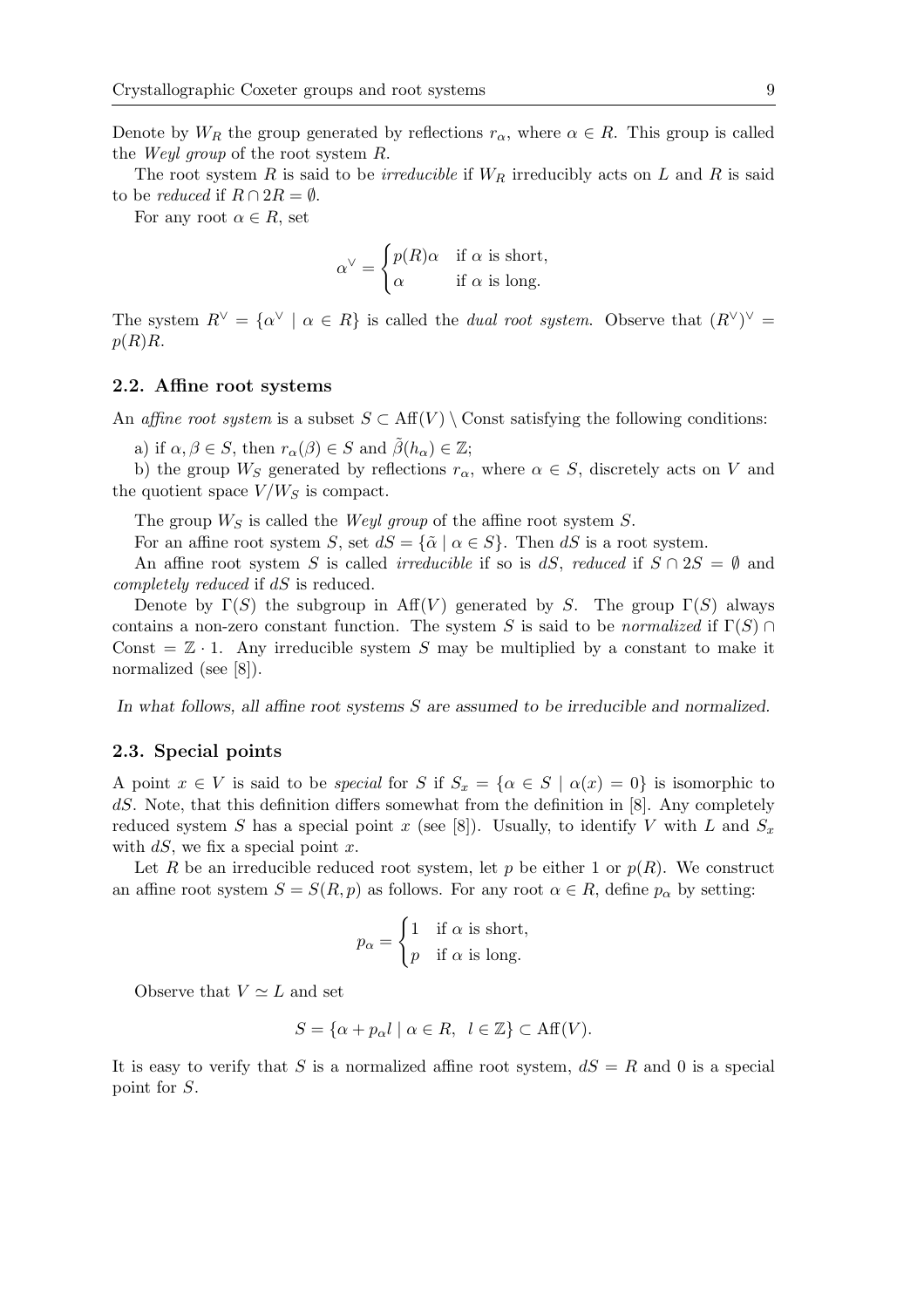Denote by $W_R$ the group generated by reflections $r_\alpha$, where $\alpha \in R$. This group is called the *Weyl group* of the root system $R$.

The root system $R$ is said to be *irreducible* if $W_R$ irreducibly acts on $L$ and $R$ is said to be *reduced* if $R \cap 2R = \emptyset$.

For any root $\alpha \in R$, set

$$\alpha^\vee = \begin{cases} p(R)\alpha & \text{if } \alpha \text{ is short,} \\ \alpha & \text{if } \alpha \text{ is long.} \end{cases}$$

The system $R^\vee = \{\alpha^\vee \mid \alpha \in R\}$ is called the *dual root system*. Observe that $(R^\vee)^\vee = p(R)R$.

### 2.2. Affine root systems

An *affine root system* is a subset $S \subset \mathrm{Aff}(V) \setminus \mathrm{Const}$ satisfying the following conditions:

a) if $\alpha, \beta \in S$, then $r_\alpha(\beta) \in S$ and $\tilde{\beta}(h_\alpha) \in \mathbb{Z}$;

b) the group $W_S$ generated by reflections $r_\alpha$, where $\alpha \in S$, discretely acts on $V$ and the quotient space $V/W_S$ is compact.

The group $W_S$ is called the *Weyl group* of the affine root system $S$.

For an affine root system $S$, set $dS = \{\tilde{\alpha} \mid \alpha \in S\}$. Then $dS$ is a root system.

An affine root system $S$ is called *irreducible* if so is $dS$, *reduced* if $S \cap 2S = \emptyset$ and *completely reduced* if $dS$ is reduced.

Denote by $\Gamma(S)$ the subgroup in $\mathrm{Aff}(V)$ generated by $S$. The group $\Gamma(S)$ always contains a non-zero constant function. The system $S$ is said to be *normalized* if $\Gamma(S) \cap \mathrm{Const} = \mathbb{Z} \cdot 1$. Any irreducible system $S$ may be multiplied by a constant to make it normalized (see [8]).

*In what follows, all affine root systems $S$ are assumed to be irreducible and normalized.*

### 2.3. Special points

A point $x \in V$ is said to be *special* for $S$ if $S_x = \{\alpha \in S \mid \alpha(x) = 0\}$ is isomorphic to $dS$. Note, that this definition differs somewhat from the definition in [8]. Any completely reduced system $S$ has a special point $x$ (see [8]). Usually, to identify $V$ with $L$ and $S_x$ with $dS$, we fix a special point $x$.

Let $R$ be an irreducible reduced root system, let $p$ be either 1 or $p(R)$. We construct an affine root system $S = S(R, p)$ as follows. For any root $\alpha \in R$, define $p_\alpha$ by setting:

$$p_\alpha = \begin{cases} 1 & \text{if } \alpha \text{ is short,} \\ p & \text{if } \alpha \text{ is long.} \end{cases}$$

Observe that $V \simeq L$ and set

$$S = \{\alpha + p_\alpha l \mid \alpha \in R, \ \ l \in \mathbb{Z}\} \subset \mathrm{Aff}(V).$$

It is easy to verify that $S$ is a normalized affine root system, $dS = R$ and 0 is a special point for $S$.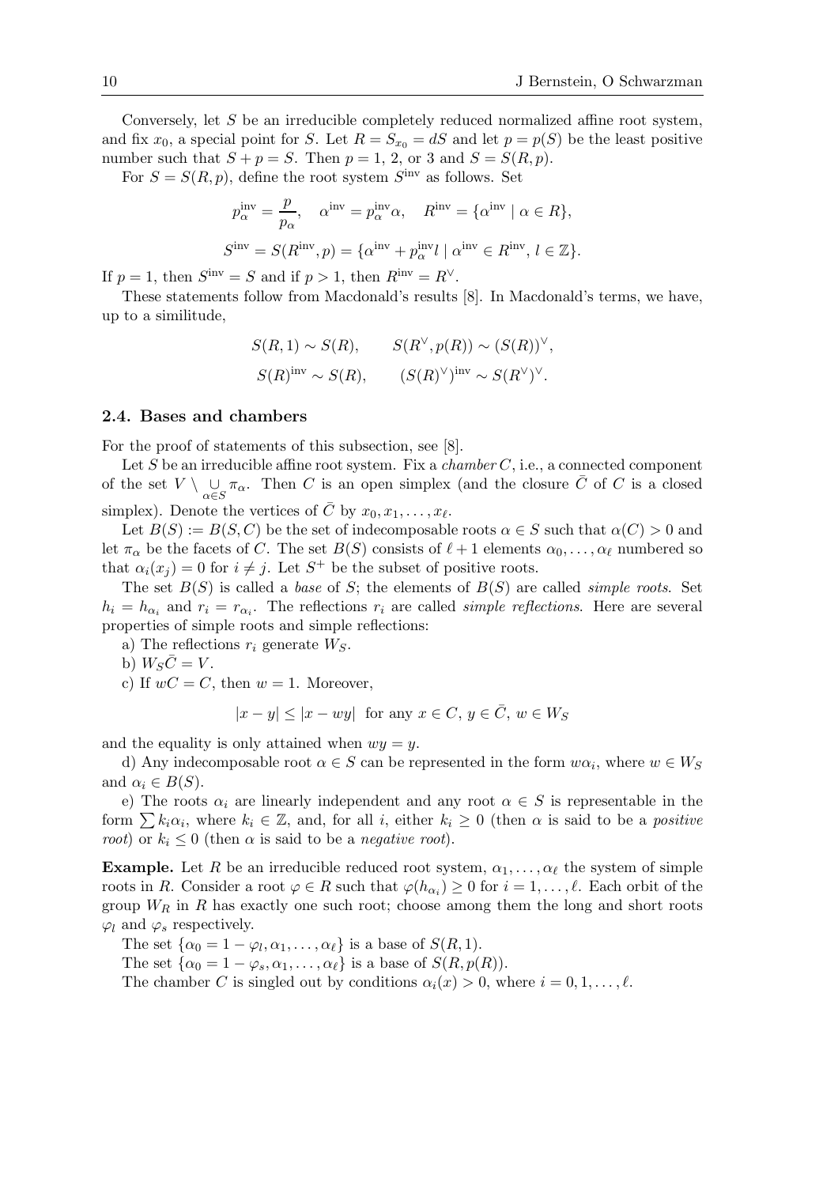Conversely, let $S$ be an irreducible completely reduced normalized affine root system, and fix $x_0$, a special point for $S$. Let $R = S_{x_0} = dS$ and let $p = p(S)$ be the least positive number such that $S + p = S$. Then $p = 1$, 2, or 3 and $S = S(R, p)$.

For $S = S(R, p)$, define the root system $S^{\text{inv}}$ as follows. Set

$$p_\alpha^{\text{inv}} = \frac{p}{p_\alpha}, \quad \alpha^{\text{inv}} = p_\alpha^{\text{inv}} \alpha, \quad R^{\text{inv}} = \{\alpha^{\text{inv}} \mid \alpha \in R\},$$

$$S^{\text{inv}} = S(R^{\text{inv}}, p) = \{\alpha^{\text{inv}} + p_\alpha^{\text{inv}} l \mid \alpha^{\text{inv}} \in R^{\text{inv}},\ l \in \mathbb{Z}\}.$$

If $p = 1$, then $S^{\text{inv}} = S$ and if $p > 1$, then $R^{\text{inv}} = R^\vee$.

These statements follow from Macdonald's results [8]. In Macdonald's terms, we have, up to a similitude,

$$S(R, 1) \sim S(R), \qquad S(R^\vee, p(R)) \sim (S(R))^\vee,$$
$$S(R)^{\text{inv}} \sim S(R), \qquad (S(R)^\vee)^{\text{inv}} \sim S(R^\vee)^\vee.$$

### 2.4. Bases and chambers

For the proof of statements of this subsection, see [8].

Let $S$ be an irreducible affine root system. Fix a *chamber* $C$, i.e., a connected component of the set $V \setminus \bigcup_{\alpha \in S} \pi_\alpha$. Then $C$ is an open simplex (and the closure $\bar{C}$ of $C$ is a closed simplex). Denote the vertices of $\bar{C}$ by $x_0, x_1, \ldots, x_\ell$.

Let $B(S) := B(S, C)$ be the set of indecomposable roots $\alpha \in S$ such that $\alpha(C) > 0$ and let $\pi_\alpha$ be the facets of $C$. The set $B(S)$ consists of $\ell + 1$ elements $\alpha_0, \ldots, \alpha_\ell$ numbered so that $\alpha_i(x_j) = 0$ for $i \neq j$. Let $S^+$ be the subset of positive roots.

The set $B(S)$ is called a *base* of $S$; the elements of $B(S)$ are called *simple roots*. Set $h_i = h_{\alpha_i}$ and $r_i = r_{\alpha_i}$. The reflections $r_i$ are called *simple reflections*. Here are several properties of simple roots and simple reflections:

a) The reflections $r_i$ generate $W_S$.

b) $W_S \bar{C} = V$.

c) If $wC = C$, then $w = 1$. Moreover,

$$|x - y| \leq |x - wy| \text{ for any } x \in C,\ y \in \bar{C},\ w \in W_S$$

and the equality is only attained when $wy = y$.

d) Any indecomposable root $\alpha \in S$ can be represented in the form $w\alpha_i$, where $w \in W_S$ and $\alpha_i \in B(S)$.

e) The roots $\alpha_i$ are linearly independent and any root $\alpha \in S$ is representable in the form $\sum k_i \alpha_i$, where $k_i \in \mathbb{Z}$, and, for all $i$, either $k_i \geq 0$ (then $\alpha$ is said to be a *positive root*) or $k_i \leq 0$ (then $\alpha$ is said to be a *negative root*).

**Example.** Let $R$ be an irreducible reduced root system, $\alpha_1, \ldots, \alpha_\ell$ the system of simple roots in $R$. Consider a root $\varphi \in R$ such that $\varphi(h_{\alpha_i}) \geq 0$ for $i = 1, \ldots, \ell$. Each orbit of the group $W_R$ in $R$ has exactly one such root; choose among them the long and short roots $\varphi_l$ and $\varphi_s$ respectively.

The set $\{\alpha_0 = 1 - \varphi_l, \alpha_1, \ldots, \alpha_\ell\}$ is a base of $S(R, 1)$.

The set $\{\alpha_0 = 1 - \varphi_s, \alpha_1, \ldots, \alpha_\ell\}$ is a base of $S(R, p(R))$.

The chamber $C$ is singled out by conditions $\alpha_i(x) > 0$, where $i = 0, 1, \ldots, \ell$.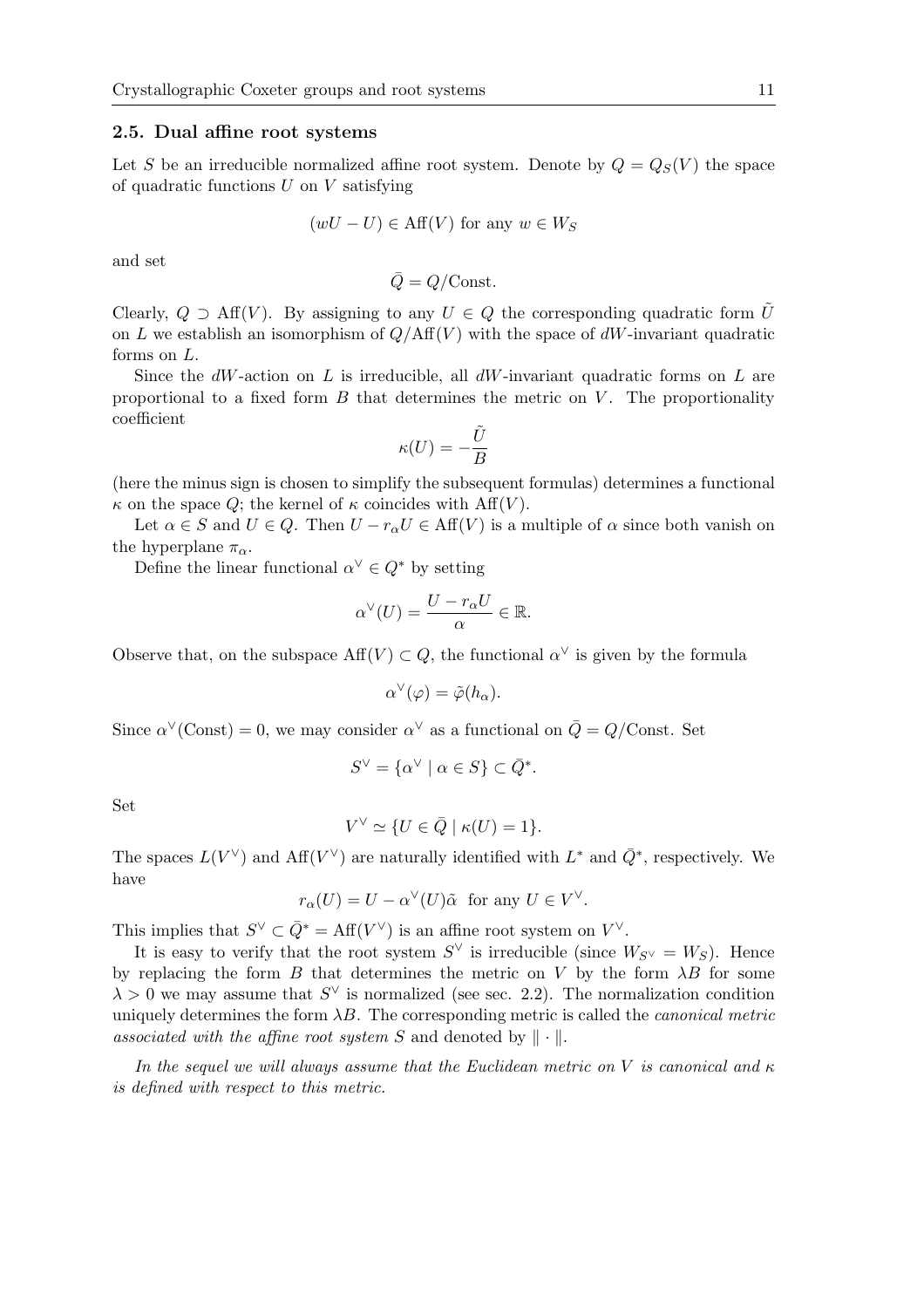### 2.5. Dual affine root systems

Let $S$ be an irreducible normalized affine root system. Denote by $Q = Q_S(V)$ the space of quadratic functions $U$ on $V$ satisfying

$$(wU - U) \in \mathrm{Aff}(V) \text{ for any } w \in W_S$$

and set

$$\bar{Q} = Q/\mathrm{Const}.$$

Clearly, $Q \supset \mathrm{Aff}(V)$. By assigning to any $U \in Q$ the corresponding quadratic form $\tilde{U}$ on $L$ we establish an isomorphism of $Q/\mathrm{Aff}(V)$ with the space of $dW$-invariant quadratic forms on $L$.

Since the $dW$-action on $L$ is irreducible, all $dW$-invariant quadratic forms on $L$ are proportional to a fixed form $B$ that determines the metric on $V$. The proportionality coefficient

$$\kappa(U) = -\frac{\tilde{U}}{B}$$

(here the minus sign is chosen to simplify the subsequent formulas) determines a functional $\kappa$ on the space $Q$; the kernel of $\kappa$ coincides with $\mathrm{Aff}(V)$.

Let $\alpha \in S$ and $U \in Q$. Then $U - r_\alpha U \in \mathrm{Aff}(V)$ is a multiple of $\alpha$ since both vanish on the hyperplane $\pi_\alpha$.

Define the linear functional $\alpha^\vee \in Q^*$ by setting

$$\alpha^\vee(U) = \frac{U - r_\alpha U}{\alpha} \in \mathbb{R}.$$

Observe that, on the subspace $\mathrm{Aff}(V) \subset Q$, the functional $\alpha^\vee$ is given by the formula

$$\alpha^\vee(\varphi) = \tilde{\varphi}(h_\alpha).$$

Since $\alpha^\vee(\mathrm{Const}) = 0$, we may consider $\alpha^\vee$ as a functional on $\bar{Q} = Q/\mathrm{Const}$. Set

$$S^\vee = \{\alpha^\vee \mid \alpha \in S\} \subset \bar{Q}^*.$$

Set

$$V^\vee \simeq \{U \in \bar{Q} \mid \kappa(U) = 1\}.$$

The spaces $L(V^\vee)$ and $\mathrm{Aff}(V^\vee)$ are naturally identified with $L^*$ and $\bar{Q}^*$, respectively. We have

$$r_\alpha(U) = U - \alpha^\vee(U)\tilde{\alpha} \;\text{ for any } U \in V^\vee.$$

This implies that $S^\vee \subset \bar{Q}^* = \mathrm{Aff}(V^\vee)$ is an affine root system on $V^\vee$.

It is easy to verify that the root system $S^\vee$ is irreducible (since $W_{S^\vee} = W_S$). Hence by replacing the form $B$ that determines the metric on $V$ by the form $\lambda B$ for some $\lambda > 0$ we may assume that $S^\vee$ is normalized (see sec. 2.2). The normalization condition uniquely determines the form $\lambda B$. The corresponding metric is called the *canonical metric associated with the affine root system* $S$ and denoted by $\|\cdot\|$.

*In the sequel we will always assume that the Euclidean metric on $V$ is canonical and $\kappa$ is defined with respect to this metric.*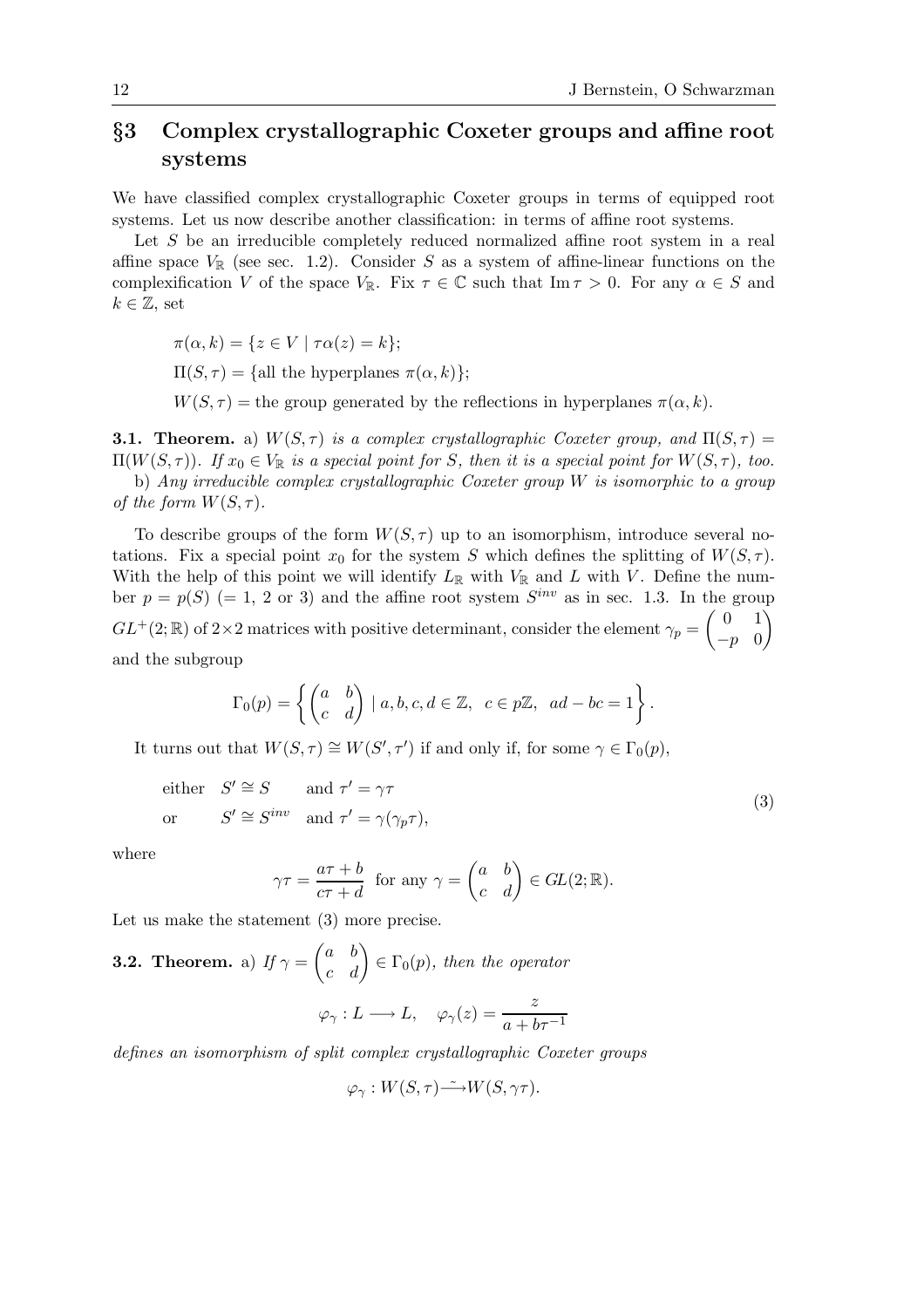## §3 Complex crystallographic Coxeter groups and affine root systems

We have classified complex crystallographic Coxeter groups in terms of equipped root systems. Let us now describe another classification: in terms of affine root systems.

Let $S$ be an irreducible completely reduced normalized affine root system in a real affine space $V_{\mathbb{R}}$ (see sec. 1.2). Consider $S$ as a system of affine-linear functions on the complexification $V$ of the space $V_{\mathbb{R}}$. Fix $\tau \in \mathbb{C}$ such that $\operatorname{Im} \tau > 0$. For any $\alpha \in S$ and $k \in \mathbb{Z}$, set

$$\pi(\alpha, k) = \{z \in V \mid \tau\alpha(z) = k\};$$

$$\Pi(S, \tau) = \{\text{all the hyperplanes } \pi(\alpha, k)\};$$

$$W(S, \tau) = \text{the group generated by the reflections in hyperplanes } \pi(\alpha, k).$$

**3.1. Theorem.** a) *$W(S, \tau)$ is a complex crystallographic Coxeter group, and $\Pi(S, \tau) = \Pi(W(S, \tau))$. If $x_0 \in V_{\mathbb{R}}$ is a special point for $S$, then it is a special point for $W(S, \tau)$, too.*

b) *Any irreducible complex crystallographic Coxeter group $W$ is isomorphic to a group of the form $W(S, \tau)$.*

To describe groups of the form $W(S, \tau)$ up to an isomorphism, introduce several notations. Fix a special point $x_0$ for the system $S$ which defines the splitting of $W(S, \tau)$. With the help of this point we will identify $L_{\mathbb{R}}$ with $V_{\mathbb{R}}$ and $L$ with $V$. Define the number $p = p(S)$ ($= 1$, 2 or 3) and the affine root system $S^{inv}$ as in sec. 1.3. In the group $GL^+(2; \mathbb{R})$ of $2\times 2$ matrices with positive determinant, consider the element $\gamma_p = \begin{pmatrix} 0 & 1 \\ -p & 0 \end{pmatrix}$ and the subgroup

$$\Gamma_0(p) = \left\{ \begin{pmatrix} a & b \\ c & d \end{pmatrix} \mid a, b, c, d \in \mathbb{Z}, \;\; c \in p\mathbb{Z}, \;\; ad - bc = 1 \right\}.$$

It turns out that $W(S, \tau) \cong W(S', \tau')$ if and only if, for some $\gamma \in \Gamma_0(p)$,

$$\begin{aligned} &\text{either} \quad S' \cong S \qquad \text{and } \tau' = \gamma\tau \\ &\text{or} \qquad S' \cong S^{inv} \quad \text{and } \tau' = \gamma(\gamma_p \tau), \end{aligned} \tag{3}$$

where

$$\gamma\tau = \frac{a\tau + b}{c\tau + d} \;\; \text{for any } \gamma = \begin{pmatrix} a & b \\ c & d \end{pmatrix} \in GL(2; \mathbb{R}).$$

Let us make the statement (3) more precise.

**3.2. Theorem.** a) *If $\gamma = \begin{pmatrix} a & b \\ c & d \end{pmatrix} \in \Gamma_0(p)$, then the operator*

$$\varphi_\gamma : L \longrightarrow L, \quad \varphi_\gamma(z) = \frac{z}{a + b\tau^{-1}}$$

*defines an isomorphism of split complex crystallographic Coxeter groups*

$$\varphi_\gamma : W(S, \tau) \xrightarrow{\sim} W(S, \gamma\tau).$$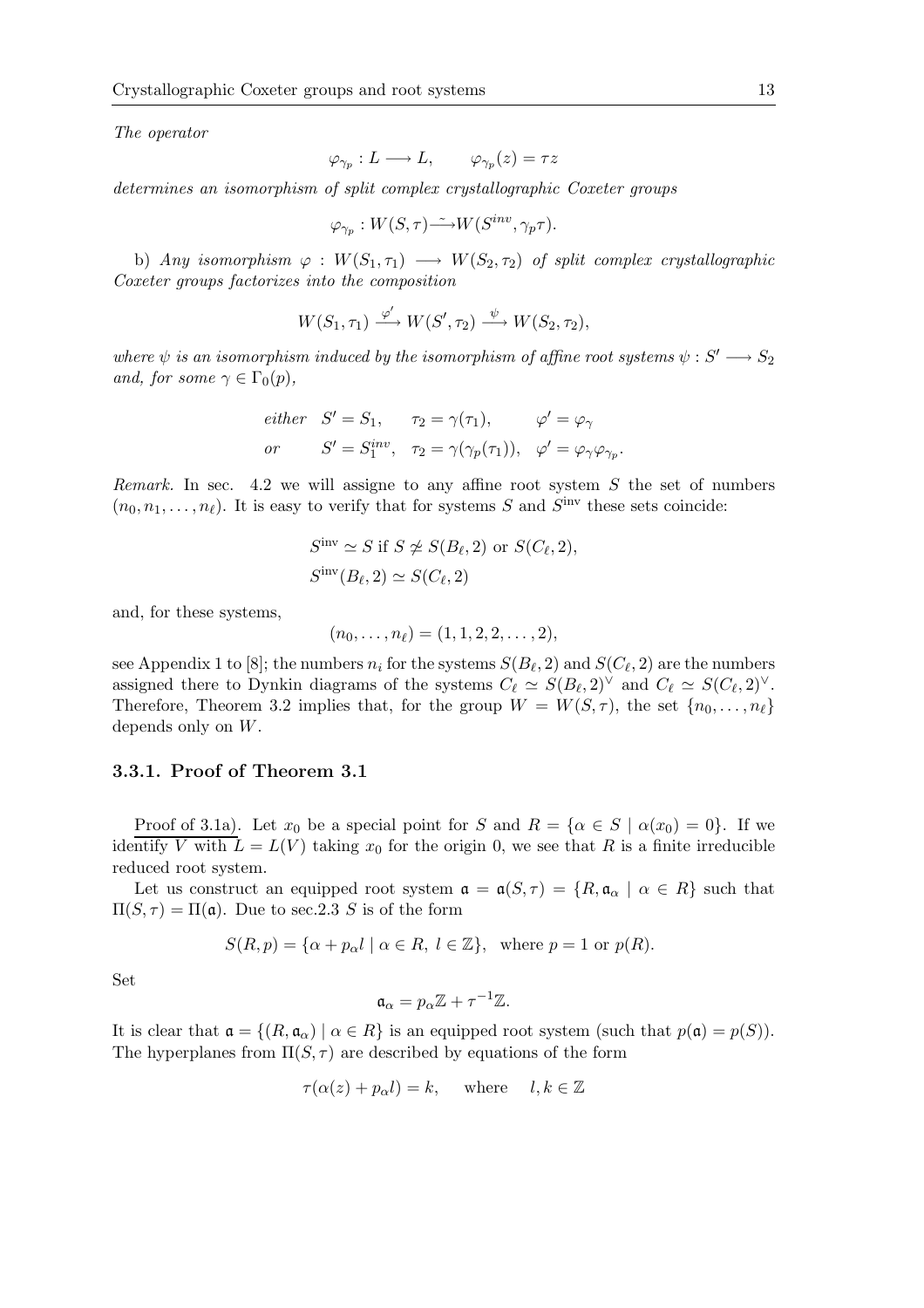*The operator*

$$\varphi_{\gamma_p} : L \longrightarrow L, \qquad \varphi_{\gamma_p}(z) = \tau z$$

*determines an isomorphism of split complex crystallographic Coxeter groups*

$$\varphi_{\gamma_p} : W(S,\tau) \tilde{\longrightarrow} W(S^{inv}, \gamma_p \tau).$$

b) *Any isomorphism* $\varphi : W(S_1, \tau_1) \longrightarrow W(S_2, \tau_2)$ *of split complex crystallographic Coxeter groups factorizes into the composition*

$$W(S_1, \tau_1) \xrightarrow{\varphi'} W(S', \tau_2) \xrightarrow{\psi} W(S_2, \tau_2),$$

*where* $\psi$ *is an isomorphism induced by the isomorphism of affine root systems* $\psi : S' \longrightarrow S_2$ *and, for some* $\gamma \in \Gamma_0(p)$,

$$\begin{array}{llll} \textit{either} & S' = S_1, & \tau_2 = \gamma(\tau_1), & \varphi' = \varphi_\gamma \\ \textit{or} & S' = S_1^{inv}, & \tau_2 = \gamma(\gamma_p(\tau_1)), & \varphi' = \varphi_\gamma \varphi_{\gamma_p}. \end{array}$$

*Remark.* In sec. 4.2 we will assigne to any affine root system $S$ the set of numbers $(n_0, n_1, \ldots, n_\ell)$. It is easy to verify that for systems $S$ and $S^{\rm inv}$ these sets coincide:

$$S^{\rm inv} \simeq S \text{ if } S \not\simeq S(B_\ell, 2) \text{ or } S(C_\ell, 2),$$
$$S^{\rm inv}(B_\ell, 2) \simeq S(C_\ell, 2)$$

and, for these systems,

$$(n_0, \ldots, n_\ell) = (1, 1, 2, 2, \ldots, 2),$$

see Appendix 1 to [8]; the numbers $n_i$ for the systems $S(B_\ell, 2)$ and $S(C_\ell, 2)$ are the numbers assigned there to Dynkin diagrams of the systems $C_\ell \simeq S(B_\ell, 2)^\vee$ and $C_\ell \simeq S(C_\ell, 2)^\vee$. Therefore, Theorem 3.2 implies that, for the group $W = W(S, \tau)$, the set $\{n_0, \ldots, n_\ell\}$ depends only on $W$.

### 3.3.1. Proof of Theorem 3.1

Proof of 3.1a). Let $x_0$ be a special point for $S$ and $R = \{\alpha \in S \mid \alpha(x_0) = 0\}$. If we identify $V$ with $L = L(V)$ taking $x_0$ for the origin 0, we see that $R$ is a finite irreducible reduced root system.

Let us construct an equipped root system $\mathfrak{a} = \mathfrak{a}(S, \tau) = \{R, \mathfrak{a}_\alpha \mid \alpha \in R\}$ such that $\Pi(S, \tau) = \Pi(\mathfrak{a})$. Due to sec.2.3 $S$ is of the form

$$S(R, p) = \{\alpha + p_\alpha l \mid \alpha \in R,\ l \in \mathbb{Z}\}, \quad \text{where } p = 1 \text{ or } p(R).$$

Set

$$\mathfrak{a}_\alpha = p_\alpha \mathbb{Z} + \tau^{-1}\mathbb{Z}.$$

It is clear that $\mathfrak{a} = \{(R, \mathfrak{a}_\alpha) \mid \alpha \in R\}$ is an equipped root system (such that $p(\mathfrak{a}) = p(S)$). The hyperplanes from $\Pi(S, \tau)$ are described by equations of the form

$$\tau(\alpha(z) + p_\alpha l) = k, \quad \text{where} \quad l, k \in \mathbb{Z}$$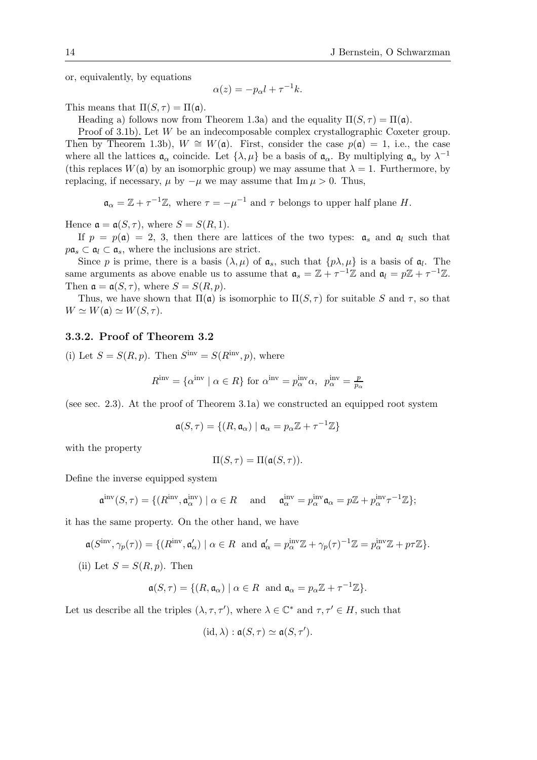or, equivalently, by equations

$$\alpha(z) = -p_\alpha l + \tau^{-1} k.$$

This means that $\Pi(S,\tau) = \Pi(\mathfrak{a})$.

Heading a) follows now from Theorem 1.3a) and the equality $\Pi(S,\tau) = \Pi(\mathfrak{a})$.

Proof of 3.1b). Let $W$ be an indecomposable complex crystallographic Coxeter group. Then by Theorem 1.3b), $W \cong W(\mathfrak{a})$. First, consider the case $p(\mathfrak{a}) = 1$, i.e., the case where all the lattices $\mathfrak{a}_\alpha$ coincide. Let $\{\lambda, \mu\}$ be a basis of $\mathfrak{a}_\alpha$. By multiplying $\mathfrak{a}_\alpha$ by $\lambda^{-1}$ (this replaces $W(\mathfrak{a})$ by an isomorphic group) we may assume that $\lambda = 1$. Furthermore, by replacing, if necessary, $\mu$ by $-\mu$ we may assume that $\operatorname{Im}\mu > 0$. Thus,

$$\mathfrak{a}_\alpha = \mathbb{Z} + \tau^{-1}\mathbb{Z}, \text{ where } \tau = -\mu^{-1} \text{ and } \tau \text{ belongs to upper half plane } H.$$

Hence $\mathfrak{a} = \mathfrak{a}(S,\tau)$, where $S = S(R,1)$.

If $p = p(\mathfrak{a}) = 2,\ 3$, then there are lattices of the two types: $\mathfrak{a}_s$ and $\mathfrak{a}_l$ such that $p\mathfrak{a}_s \subset \mathfrak{a}_l \subset \mathfrak{a}_s$, where the inclusions are strict.

Since $p$ is prime, there is a basis $(\lambda, \mu)$ of $\mathfrak{a}_s$, such that $\{p\lambda, \mu\}$ is a basis of $\mathfrak{a}_l$. The same arguments as above enable us to assume that $\mathfrak{a}_s = \mathbb{Z} + \tau^{-1}\mathbb{Z}$ and $\mathfrak{a}_l = p\mathbb{Z} + \tau^{-1}\mathbb{Z}$. Then $\mathfrak{a} = \mathfrak{a}(S,\tau)$, where $S = S(R,p)$.

Thus, we have shown that $\Pi(\mathfrak{a})$ is isomorphic to $\Pi(S,\tau)$ for suitable $S$ and $\tau$, so that $W \simeq W(\mathfrak{a}) \simeq W(S,\tau)$.

### 3.3.2. Proof of Theorem 3.2

(i) Let $S = S(R,p)$. Then $S^{\rm inv} = S(R^{\rm inv}, p)$, where

$$R^{\rm inv} = \{\alpha^{\rm inv} \mid \alpha \in R\} \text{ for } \alpha^{\rm inv} = p_\alpha^{\rm inv}\alpha,\ \ p_\alpha^{\rm inv} = \tfrac{p}{p_\alpha}$$

(see sec. 2.3). At the proof of Theorem 3.1a) we constructed an equipped root system

$$\mathfrak{a}(S,\tau) = \{(R, \mathfrak{a}_\alpha) \mid \mathfrak{a}_\alpha = p_\alpha\mathbb{Z} + \tau^{-1}\mathbb{Z}\}$$

with the property

$$\Pi(S,\tau) = \Pi(\mathfrak{a}(S,\tau)).$$

Define the inverse equipped system

$$\mathfrak{a}^{\rm inv}(S,\tau) = \{(R^{\rm inv}, \mathfrak{a}_\alpha^{\rm inv}) \mid \alpha \in R \quad \text{and} \quad \mathfrak{a}_\alpha^{\rm inv} = p_\alpha^{\rm inv}\mathfrak{a}_\alpha = p\mathbb{Z} + p_\alpha^{\rm inv}\tau^{-1}\mathbb{Z}\};$$

it has the same property. On the other hand, we have

$$\mathfrak{a}(S^{\rm inv}, \gamma_p(\tau)) = \{(R^{\rm inv}, \mathfrak{a}'_\alpha) \mid \alpha \in R \text{ and } \mathfrak{a}'_\alpha = p_\alpha^{\rm inv}\mathbb{Z} + \gamma_p(\tau)^{-1}\mathbb{Z} = p_\alpha^{\rm inv}\mathbb{Z} + p\tau\mathbb{Z}\}.$$

(ii) Let $S = S(R,p)$. Then

$$\mathfrak{a}(S,\tau) = \{(R, \mathfrak{a}_\alpha) \mid \alpha \in R \text{ and } \mathfrak{a}_\alpha = p_\alpha\mathbb{Z} + \tau^{-1}\mathbb{Z}\}.$$

Let us describe all the triples $(\lambda, \tau, \tau')$, where $\lambda \in \mathbb{C}^*$ and $\tau, \tau' \in H$, such that

$$(\mathrm{id}, \lambda) : \mathfrak{a}(S,\tau) \simeq \mathfrak{a}(S,\tau').$$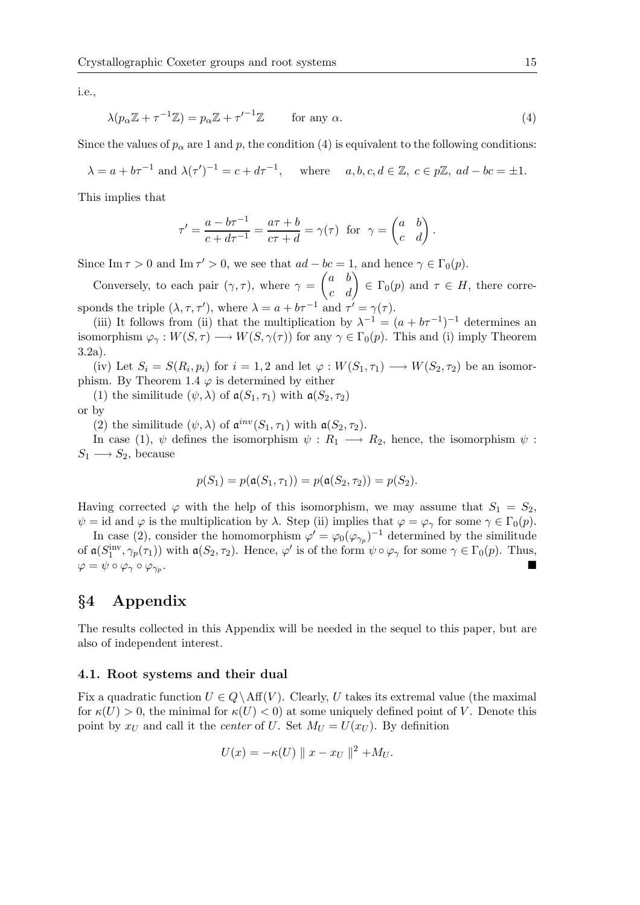i.e.,

$$\lambda(p_\alpha\mathbb{Z} + \tau^{-1}\mathbb{Z}) = p_\alpha\mathbb{Z} + {\tau'}^{-1}\mathbb{Z} \qquad \text{for any } \alpha. \tag{4}$$

Since the values of $p_\alpha$ are 1 and $p$, the condition (4) is equivalent to the following conditions:

$$\lambda = a + b\tau^{-1} \text{ and } \lambda(\tau')^{-1} = c + d\tau^{-1}, \quad \text{ where } \quad a, b, c, d \in \mathbb{Z},\ c \in p\mathbb{Z},\ ad - bc = \pm 1.$$

This implies that

$$\tau' = \frac{a - b\tau^{-1}}{c + d\tau^{-1}} = \frac{a\tau + b}{c\tau + d} = \gamma(\tau) \ \text{ for } \ \gamma = \begin{pmatrix} a & b \\ c & d \end{pmatrix}.$$

Since $\operatorname{Im}\tau > 0$ and $\operatorname{Im}\tau' > 0$, we see that $ad - bc = 1$, and hence $\gamma \in \Gamma_0(p)$.

Conversely, to each pair $(\gamma, \tau)$, where $\gamma = \begin{pmatrix} a & b \\ c & d \end{pmatrix} \in \Gamma_0(p)$ and $\tau \in H$, there corresponds the triple $(\lambda, \tau, \tau')$, where $\lambda = a + b\tau^{-1}$ and $\tau' = \gamma(\tau)$.

(iii) It follows from (ii) that the multiplication by $\lambda^{-1} = (a + b\tau^{-1})^{-1}$ determines an isomorphism $\varphi_\gamma : W(S, \tau) \longrightarrow W(S, \gamma(\tau))$ for any $\gamma \in \Gamma_0(p)$. This and (i) imply Theorem 3.2a).

(iv) Let $S_i = S(R_i, p_i)$ for $i = 1, 2$ and let $\varphi : W(S_1, \tau_1) \longrightarrow W(S_2, \tau_2)$ be an isomorphism. By Theorem 1.4 $\varphi$ is determined by either

(1) the similitude $(\psi, \lambda)$ of $\mathfrak{a}(S_1, \tau_1)$ with $\mathfrak{a}(S_2, \tau_2)$

or by

(2) the similitude $(\psi, \lambda)$ of $\mathfrak{a}^{inv}(S_1, \tau_1)$ with $\mathfrak{a}(S_2, \tau_2)$.

In case (1), $\psi$ defines the isomorphism $\psi : R_1 \longrightarrow R_2$, hence, the isomorphism $\psi : S_1 \longrightarrow S_2$, because

$$p(S_1) = p(\mathfrak{a}(S_1, \tau_1)) = p(\mathfrak{a}(S_2, \tau_2)) = p(S_2).$$

Having corrected $\varphi$ with the help of this isomorphism, we may assume that $S_1 = S_2$, $\psi = \mathrm{id}$ and $\varphi$ is the multiplication by $\lambda$. Step (ii) implies that $\varphi = \varphi_\gamma$ for some $\gamma \in \Gamma_0(p)$.

In case (2), consider the homomorphism $\varphi' = \varphi_0(\varphi_{\gamma_p})^{-1}$ determined by the similitude of $\mathfrak{a}(S_1^{\mathrm{inv}}, \gamma_p(\tau_1))$ with $\mathfrak{a}(S_2, \tau_2)$. Hence, $\varphi'$ is of the form $\psi \circ \varphi_\gamma$ for some $\gamma \in \Gamma_0(p)$. Thus, $\varphi = \psi \circ \varphi_\gamma \circ \varphi_{\gamma_p}$. ■

## §4 Appendix

The results collected in this Appendix will be needed in the sequel to this paper, but are also of independent interest.

### 4.1. Root systems and their dual

Fix a quadratic function $U \in Q \setminus \mathrm{Aff}(V)$. Clearly, $U$ takes its extremal value (the maximal for $\kappa(U) > 0$, the minimal for $\kappa(U) < 0$) at some uniquely defined point of $V$. Denote this point by $x_U$ and call it the *center* of $U$. Set $M_U = U(x_U)$. By definition

$$U(x) = -\kappa(U) \parallel x - x_U \parallel^2 + M_U.$$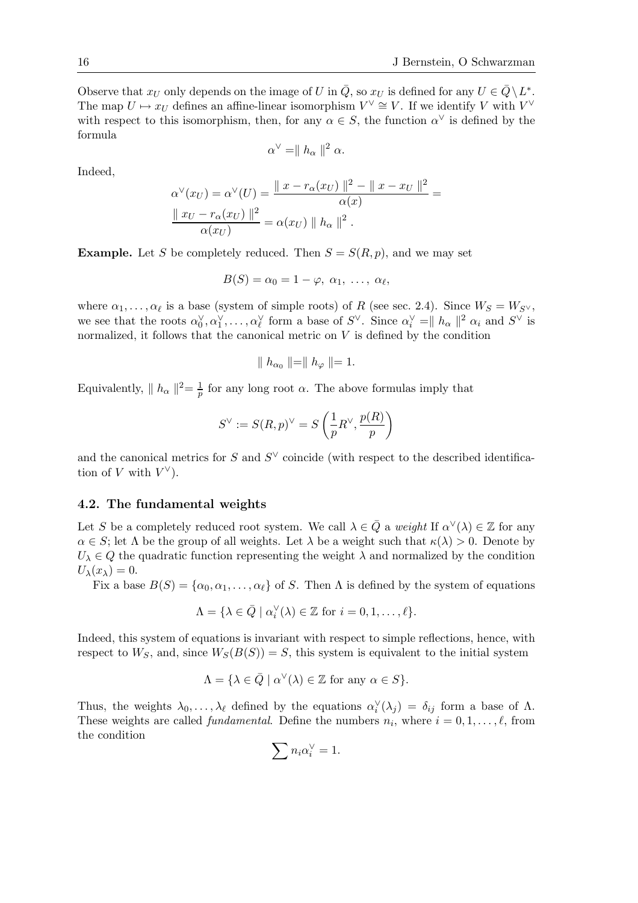Observe that $x_U$ only depends on the image of $U$ in $\bar{Q}$, so $x_U$ is defined for any $U \in \bar{Q} \setminus L^*$. The map $U \mapsto x_U$ defines an affine-linear isomorphism $V^\vee \cong V$. If we identify $V$ with $V^\vee$ with respect to this isomorphism, then, for any $\alpha \in S$, the function $\alpha^\vee$ is defined by the formula

$$\alpha^\vee = \| h_\alpha \|^2 \alpha.$$

Indeed,

$$\alpha^\vee(x_U) = \alpha^\vee(U) = \frac{\| x - r_\alpha(x_U) \|^2 - \| x - x_U \|^2}{\alpha(x)} =$$
$$\frac{\| x_U - r_\alpha(x_U) \|^2}{\alpha(x_U)} = \alpha(x_U) \| h_\alpha \|^2 .$$

**Example.** Let $S$ be completely reduced. Then $S = S(R,p)$, and we may set

$$B(S) = \alpha_0 = 1 - \varphi,\ \alpha_1,\ \ldots,\ \alpha_\ell,$$

where $\alpha_1, \ldots, \alpha_\ell$ is a base (system of simple roots) of $R$ (see sec. 2.4). Since $W_S = W_{S^\vee}$, we see that the roots $\alpha_0^\vee, \alpha_1^\vee, \ldots, \alpha_\ell^\vee$ form a base of $S^\vee$. Since $\alpha_i^\vee = \| h_\alpha \|^2 \alpha_i$ and $S^\vee$ is normalized, it follows that the canonical metric on $V$ is defined by the condition

$$\| h_{\alpha_0} \| = \| h_\varphi \| = 1.$$

Equivalently, $\| h_\alpha \|^2 = \frac{1}{p}$ for any long root $\alpha$. The above formulas imply that

$$S^\vee := S(R,p)^\vee = S\left(\frac{1}{p}R^\vee, \frac{p(R)}{p}\right)$$

and the canonical metrics for $S$ and $S^\vee$ coincide (with respect to the described identification of $V$ with $V^\vee$).

### 4.2. The fundamental weights

Let $S$ be a completely reduced root system. We call $\lambda \in \bar{Q}$ a *weight* If $\alpha^\vee(\lambda) \in \mathbb{Z}$ for any $\alpha \in S$; let $\Lambda$ be the group of all weights. Let $\lambda$ be a weight such that $\kappa(\lambda) > 0$. Denote by $U_\lambda \in Q$ the quadratic function representing the weight $\lambda$ and normalized by the condition $U_\lambda(x_\lambda) = 0$.

Fix a base $B(S) = \{\alpha_0, \alpha_1, \ldots, \alpha_\ell\}$ of $S$. Then $\Lambda$ is defined by the system of equations

$$\Lambda = \{\lambda \in \bar{Q} \mid \alpha_i^\vee(\lambda) \in \mathbb{Z} \text{ for } i = 0, 1, \ldots, \ell\}.$$

Indeed, this system of equations is invariant with respect to simple reflections, hence, with respect to $W_S$, and, since $W_S(B(S)) = S$, this system is equivalent to the initial system

$$\Lambda = \{\lambda \in \bar{Q} \mid \alpha^\vee(\lambda) \in \mathbb{Z} \text{ for any } \alpha \in S\}.$$

Thus, the weights $\lambda_0, \ldots, \lambda_\ell$ defined by the equations $\alpha_i^\vee(\lambda_j) = \delta_{ij}$ form a base of $\Lambda$. These weights are called *fundamental*. Define the numbers $n_i$, where $i = 0, 1, \ldots, \ell$, from the condition

$$\sum n_i \alpha_i^\vee = 1.$$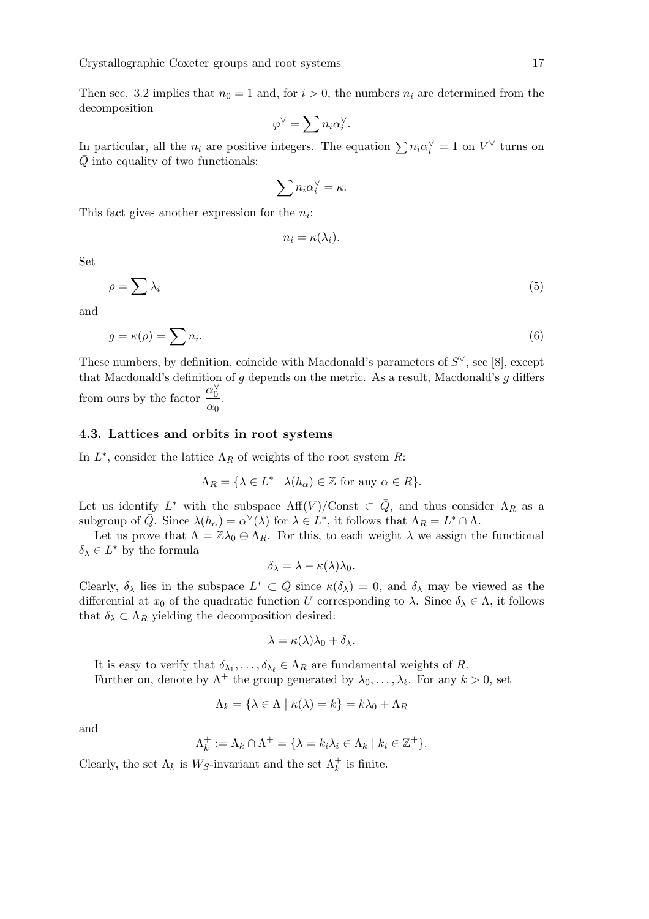Then sec. 3.2 implies that $n_0 = 1$ and, for $i > 0$, the numbers $n_i$ are determined from the decomposition

$$\varphi^\vee = \sum n_i \alpha_i^\vee.$$

In particular, all the $n_i$ are positive integers. The equation $\sum n_i \alpha_i^\vee = 1$ on $V^\vee$ turns on $\bar{Q}$ into equality of two functionals:

$$\sum n_i \alpha_i^\vee = \kappa.$$

This fact gives another expression for the $n_i$:

$$n_i = \kappa(\lambda_i).$$

Set

$$\rho = \sum \lambda_i \tag{5}$$

and

$$g = \kappa(\rho) = \sum n_i. \tag{6}$$

These numbers, by definition, coincide with Macdonald's parameters of $S^\vee$, see [8], except that Macdonald's definition of $g$ depends on the metric. As a result, Macdonald's $g$ differs from ours by the factor $\dfrac{\alpha_0^\vee}{\alpha_0}$.

### 4.3. Lattices and orbits in root systems

In $L^*$, consider the lattice $\Lambda_R$ of weights of the root system $R$:

$$\Lambda_R = \{\lambda \in L^* \mid \lambda(h_\alpha) \in \mathbb{Z} \text{ for any } \alpha \in R\}.$$

Let us identify $L^*$ with the subspace $\mathrm{Aff}(V)/\mathrm{Const} \subset \bar{Q}$, and thus consider $\Lambda_R$ as a subgroup of $\bar{Q}$. Since $\lambda(h_\alpha) = \alpha^\vee(\lambda)$ for $\lambda \in L^*$, it follows that $\Lambda_R = L^* \cap \Lambda$.

Let us prove that $\Lambda = \mathbb{Z}\lambda_0 \oplus \Lambda_R$. For this, to each weight $\lambda$ we assign the functional $\delta_\lambda \in L^*$ by the formula

$$\delta_\lambda = \lambda - \kappa(\lambda)\lambda_0.$$

Clearly, $\delta_\lambda$ lies in the subspace $L^* \subset \bar{Q}$ since $\kappa(\delta_\lambda) = 0$, and $\delta_\lambda$ may be viewed as the differential at $x_0$ of the quadratic function $U$ corresponding to $\lambda$. Since $\delta_\lambda \in \Lambda$, it follows that $\delta_\lambda \subset \Lambda_R$ yielding the decomposition desired:

$$\lambda = \kappa(\lambda)\lambda_0 + \delta_\lambda.$$

It is easy to verify that $\delta_{\lambda_1}, \ldots, \delta_{\lambda_\ell} \in \Lambda_R$ are fundamental weights of $R$.

Further on, denote by $\Lambda^+$ the group generated by $\lambda_0, \ldots, \lambda_\ell$. For any $k > 0$, set

$$\Lambda_k = \{\lambda \in \Lambda \mid \kappa(\lambda) = k\} = k\lambda_0 + \Lambda_R$$

and

$$\Lambda_k^+ := \Lambda_k \cap \Lambda^+ = \{\lambda = k_i\lambda_i \in \Lambda_k \mid k_i \in \mathbb{Z}^+\}.$$

Clearly, the set $\Lambda_k$ is $W_S$-invariant and the set $\Lambda_k^+$ is finite.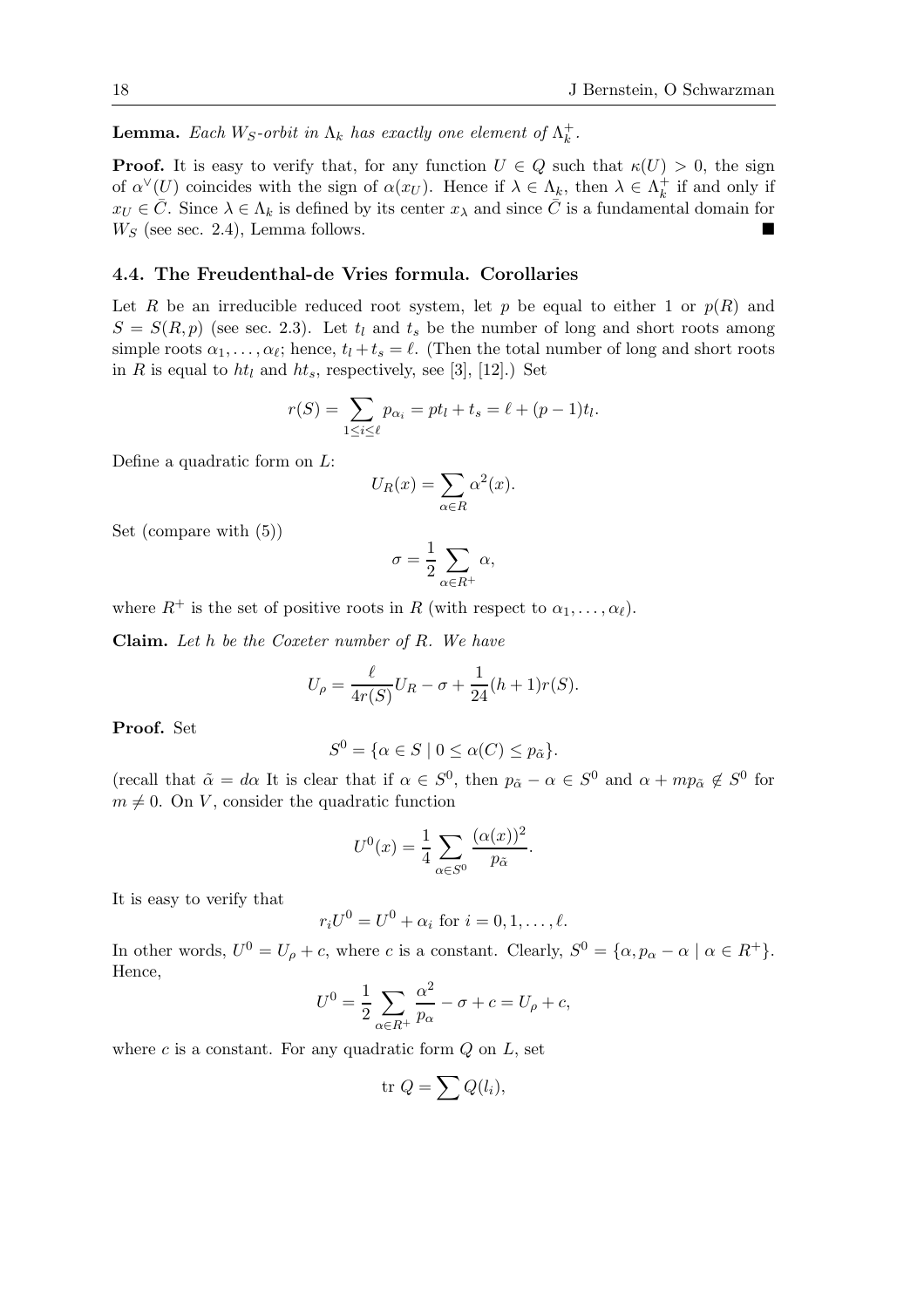**Lemma.** *Each $W_S$-orbit in $\Lambda_k$ has exactly one element of $\Lambda_k^+$.*

**Proof.** It is easy to verify that, for any function $U \in Q$ such that $\kappa(U) > 0$, the sign of $\alpha^\vee(U)$ coincides with the sign of $\alpha(x_U)$. Hence if $\lambda \in \Lambda_k$, then $\lambda \in \Lambda_k^+$ if and only if $x_U \in \bar{C}$. Since $\lambda \in \Lambda_k$ is defined by its center $x_\lambda$ and since $\bar{C}$ is a fundamental domain for $W_S$ (see sec. 2.4), Lemma follows. ∎

### 4.4. The Freudenthal-de Vries formula. Corollaries

Let $R$ be an irreducible reduced root system, let $p$ be equal to either 1 or $p(R)$ and $S = S(R, p)$ (see sec. 2.3). Let $t_l$ and $t_s$ be the number of long and short roots among simple roots $\alpha_1, \dots, \alpha_\ell$; hence, $t_l + t_s = \ell$. (Then the total number of long and short roots in $R$ is equal to $ht_l$ and $ht_s$, respectively, see [3], [12].) Set

$$r(S) = \sum_{1 \le i \le \ell} p_{\alpha_i} = pt_l + t_s = \ell + (p-1)t_l.$$

Define a quadratic form on $L$:

$$U_R(x) = \sum_{\alpha \in R} \alpha^2(x).$$

Set (compare with (5))

$$\sigma = \frac{1}{2} \sum_{\alpha \in R^+} \alpha,$$

where $R^+$ is the set of positive roots in $R$ (with respect to $\alpha_1, \dots, \alpha_\ell$).

**Claim.** *Let $h$ be the Coxeter number of $R$. We have*

$$U_\rho = \frac{\ell}{4r(S)} U_R - \sigma + \frac{1}{24}(h+1)r(S).$$

**Proof.** Set

$$S^0 = \{\alpha \in S \mid 0 \le \alpha(C) \le p_{\tilde{\alpha}}\}.$$

(recall that $\tilde{\alpha} = d\alpha$ It is clear that if $\alpha \in S^0$, then $p_{\tilde{\alpha}} - \alpha \in S^0$ and $\alpha + mp_{\tilde{\alpha}} \notin S^0$ for $m \neq 0$. On $V$, consider the quadratic function

$$U^0(x) = \frac{1}{4} \sum_{\alpha \in S^0} \frac{(\alpha(x))^2}{p_{\tilde{\alpha}}}.$$

It is easy to verify that

$$r_i U^0 = U^0 + \alpha_i \text{ for } i = 0, 1, \dots, \ell.$$

In other words, $U^0 = U_\rho + c$, where $c$ is a constant. Clearly, $S^0 = \{\alpha, p_\alpha - \alpha \mid \alpha \in R^+\}$. Hence,

$$U^0 = \frac{1}{2} \sum_{\alpha \in R^+} \frac{\alpha^2}{p_\alpha} - \sigma + c = U_\rho + c,$$

where $c$ is a constant. For any quadratic form $Q$ on $L$, set

$$\text{tr } Q = \sum Q(l_i),$$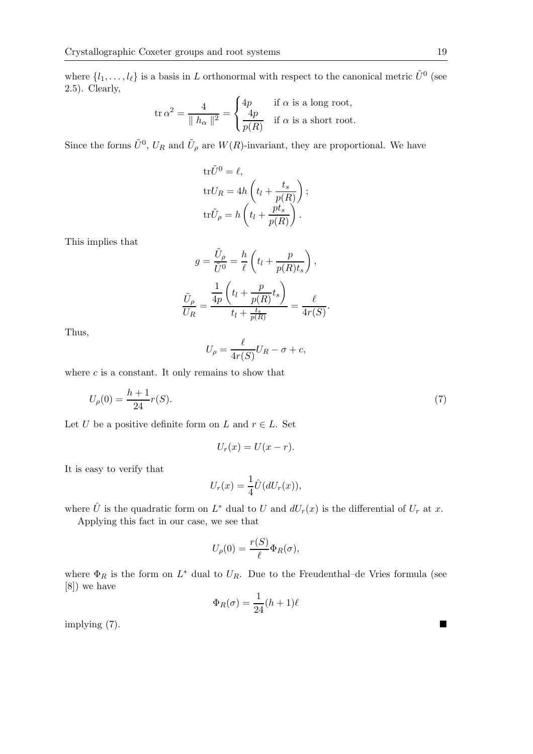where $\{l_1, \ldots, l_\ell\}$ is a basis in $L$ orthonormal with respect to the canonical metric $\tilde{U}^0$ (see 2.5). Clearly,

$$\operatorname{tr} \alpha^2 = \frac{4}{\| h_\alpha \|^2} = \begin{cases} 4p & \text{if } \alpha \text{ is a long root,} \\ \dfrac{4p}{p(R)} & \text{if } \alpha \text{ is a short root.} \end{cases}$$

Since the forms $\tilde{U}^0$, $U_R$ and $\tilde{U}_\rho$ are $W(R)$-invariant, they are proportional. We have

$$\begin{aligned} &\operatorname{tr}\tilde{U}^0 = \ell, \\ &\operatorname{tr}U_R = 4h\left(t_l + \frac{t_s}{p(R)}\right); \\ &\operatorname{tr}\tilde{U}_\rho = h\left(t_l + \frac{pt_s}{p(R)}\right). \end{aligned}$$

This implies that

$$g = \frac{\tilde{U}_\rho}{\tilde{U}^0} = \frac{h}{\ell}\left(t_l + \frac{p}{p(R)t_s}\right),$$

$$\frac{\tilde{U}_\rho}{U_R} = \frac{\dfrac{1}{4p}\left(t_l + \dfrac{p}{p(R)}t_s\right)}{t_l + \frac{t_s}{p(R)}} = \frac{\ell}{4r(S)}.$$

Thus,

$$U_\rho = \frac{\ell}{4r(S)}U_R - \sigma + c,$$

where $c$ is a constant. It only remains to show that

$$U_\rho(0) = \frac{h+1}{24}r(S). \tag{7}$$

Let $U$ be a positive definite form on $L$ and $r \in L$. Set

$$U_r(x) = U(x - r).$$

It is easy to verify that

$$U_r(x) = \frac{1}{4}\hat{U}(dU_r(x)),$$

where $\hat{U}$ is the quadratic form on $L^*$ dual to $U$ and $dU_r(x)$ is the differential of $U_r$ at $x$.

Applying this fact in our case, we see that

$$U_\rho(0) = \frac{r(S)}{\ell}\Phi_R(\sigma),$$

where $\Phi_R$ is the form on $L^*$ dual to $U_R$. Due to the Freudenthal–de Vries formula (see [8]) we have

$$\Phi_R(\sigma) = \frac{1}{24}(h+1)\ell$$

implying (7). ∎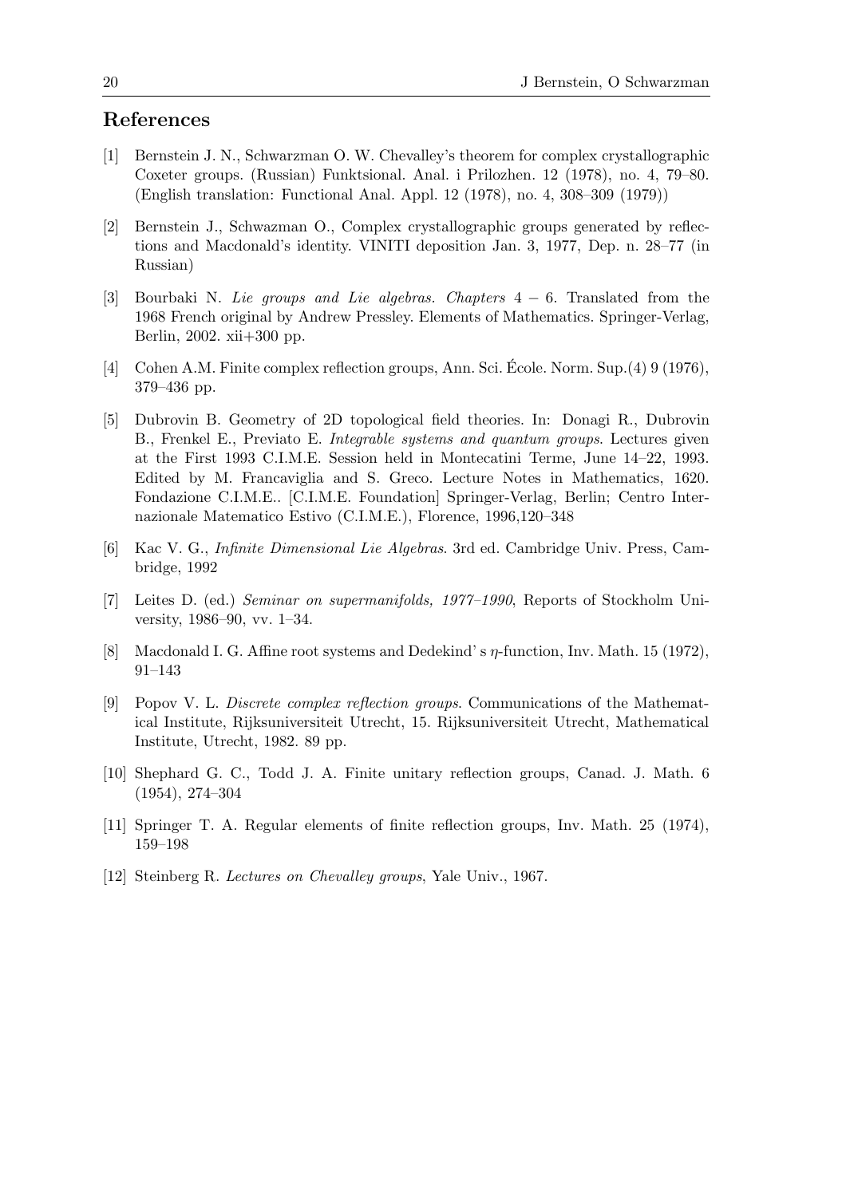## References

[1] Bernstein J. N., Schwarzman O. W. Chevalley's theorem for complex crystallographic Coxeter groups. (Russian) Funktsional. Anal. i Prilozhen. 12 (1978), no. 4, 79–80. (English translation: Functional Anal. Appl. 12 (1978), no. 4, 308–309 (1979))

[2] Bernstein J., Schwazman O., Complex crystallographic groups generated by reflections and Macdonald's identity. VINITI deposition Jan. 3, 1977, Dep. n. 28–77 (in Russian)

[3] Bourbaki N. *Lie groups and Lie algebras. Chapters* $4-6$. Translated from the 1968 French original by Andrew Pressley. Elements of Mathematics. Springer-Verlag, Berlin, 2002. xii+300 pp.

[4] Cohen A.M. Finite complex reflection groups, Ann. Sci. École. Norm. Sup.(4) 9 (1976), 379–436 pp.

[5] Dubrovin B. Geometry of 2D topological field theories. In: Donagi R., Dubrovin B., Frenkel E., Previato E. *Integrable systems and quantum groups*. Lectures given at the First 1993 C.I.M.E. Session held in Montecatini Terme, June 14–22, 1993. Edited by M. Francaviglia and S. Greco. Lecture Notes in Mathematics, 1620. Fondazione C.I.M.E.. [C.I.M.E. Foundation] Springer-Verlag, Berlin; Centro Internazionale Matematico Estivo (C.I.M.E.), Florence, 1996,120–348

[6] Kac V. G., *Infinite Dimensional Lie Algebras*. 3rd ed. Cambridge Univ. Press, Cambridge, 1992

[7] Leites D. (ed.) *Seminar on supermanifolds, 1977–1990*, Reports of Stockholm University, 1986–90, vv. 1–34.

[8] Macdonald I. G. Affine root systems and Dedekind' s $\eta$-function, Inv. Math. 15 (1972), 91–143

[9] Popov V. L. *Discrete complex reflection groups*. Communications of the Mathematical Institute, Rijksuniversiteit Utrecht, 15. Rijksuniversiteit Utrecht, Mathematical Institute, Utrecht, 1982. 89 pp.

[10] Shephard G. C., Todd J. A. Finite unitary reflection groups, Canad. J. Math. 6 (1954), 274–304

[11] Springer T. A. Regular elements of finite reflection groups, Inv. Math. 25 (1974), 159–198

[12] Steinberg R. *Lectures on Chevalley groups*, Yale Univ., 1967.